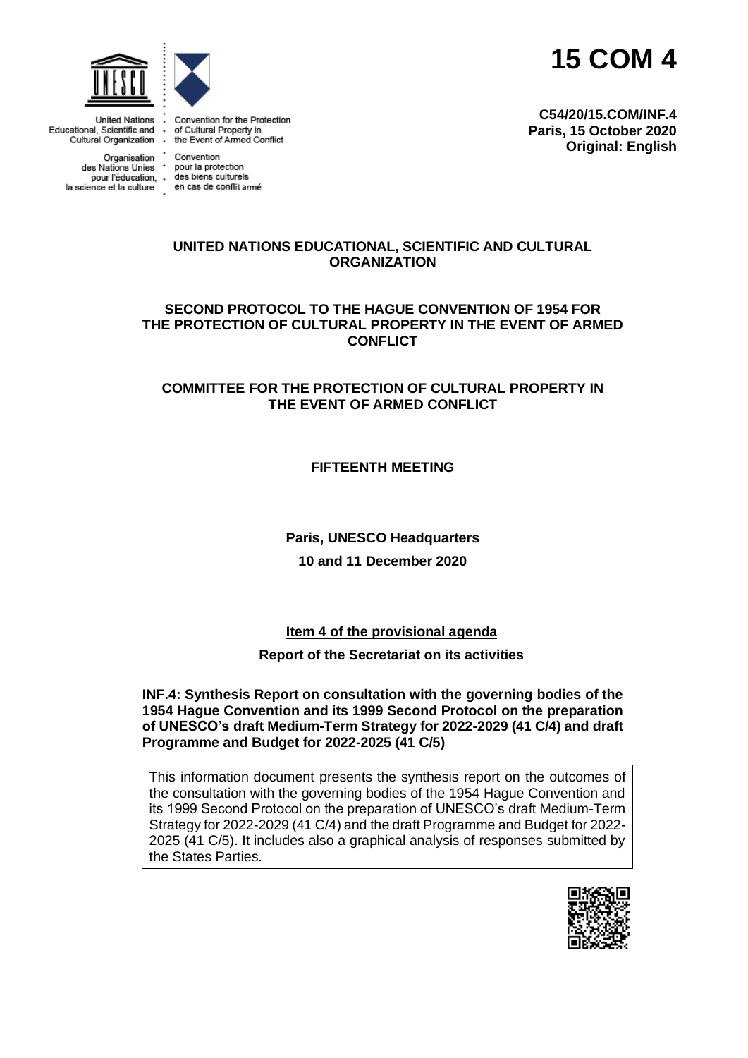United Nations Educational, Scientific and Cultural Organization

Organisation des Nations Unies pour l'éducation, la science et la culture

Convention for the Protection of Cultural Property in the Event of Armed Conflict

Convention pour la protection des biens culturels en cas de conflit armé

# 15 COM 4

**C54/20/15.COM/INF.4**
**Paris, 15 October 2020**
**Original: English**

**UNITED NATIONS EDUCATIONAL, SCIENTIFIC AND CULTURAL ORGANIZATION**

**SECOND PROTOCOL TO THE HAGUE CONVENTION OF 1954 FOR THE PROTECTION OF CULTURAL PROPERTY IN THE EVENT OF ARMED CONFLICT**

**COMMITTEE FOR THE PROTECTION OF CULTURAL PROPERTY IN THE EVENT OF ARMED CONFLICT**

**FIFTEENTH MEETING**

**Paris, UNESCO Headquarters**

**10 and 11 December 2020**

**Item 4 of the provisional agenda**

**Report of the Secretariat on its activities**

**INF.4: Synthesis Report on consultation with the governing bodies of the 1954 Hague Convention and its 1999 Second Protocol on the preparation of UNESCO's draft Medium-Term Strategy for 2022-2029 (41 C/4) and draft Programme and Budget for 2022-2025 (41 C/5)**

This information document presents the synthesis report on the outcomes of the consultation with the governing bodies of the 1954 Hague Convention and its 1999 Second Protocol on the preparation of UNESCO's draft Medium-Term Strategy for 2022-2029 (41 C/4) and the draft Programme and Budget for 2022-2025 (41 C/5). It includes also a graphical analysis of responses submitted by the States Parties.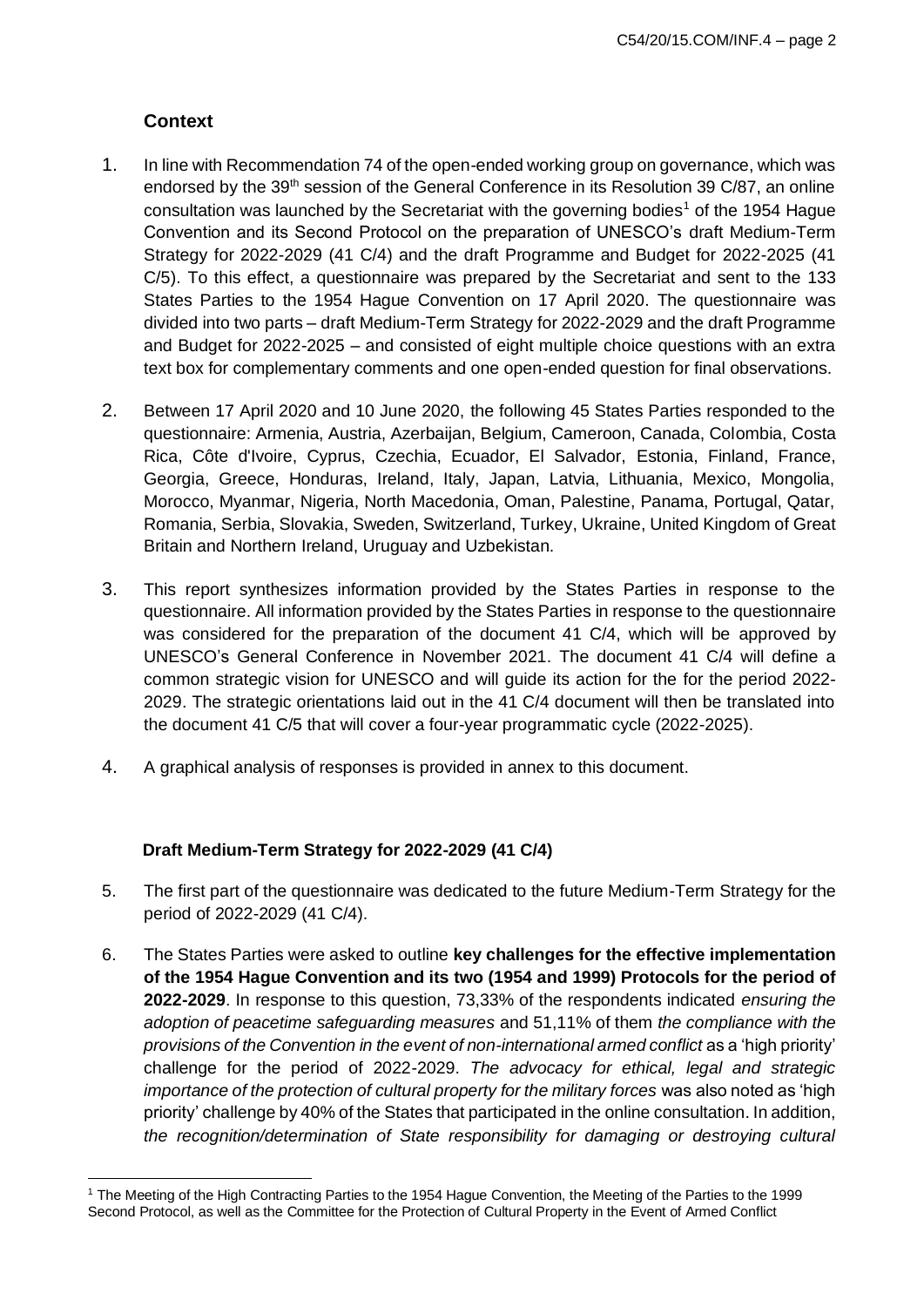## Context

1. In line with Recommendation 74 of the open-ended working group on governance, which was endorsed by the 39th session of the General Conference in its Resolution 39 C/87, an online consultation was launched by the Secretariat with the governing bodies[1] of the 1954 Hague Convention and its Second Protocol on the preparation of UNESCO's draft Medium-Term Strategy for 2022-2029 (41 C/4) and the draft Programme and Budget for 2022-2025 (41 C/5). To this effect, a questionnaire was prepared by the Secretariat and sent to the 133 States Parties to the 1954 Hague Convention on 17 April 2020. The questionnaire was divided into two parts – draft Medium-Term Strategy for 2022-2029 and the draft Programme and Budget for 2022-2025 – and consisted of eight multiple choice questions with an extra text box for complementary comments and one open-ended question for final observations.

2. Between 17 April 2020 and 10 June 2020, the following 45 States Parties responded to the questionnaire: Armenia, Austria, Azerbaijan, Belgium, Cameroon, Canada, Colombia, Costa Rica, Côte d'Ivoire, Cyprus, Czechia, Ecuador, El Salvador, Estonia, Finland, France, Georgia, Greece, Honduras, Ireland, Italy, Japan, Latvia, Lithuania, Mexico, Mongolia, Morocco, Myanmar, Nigeria, North Macedonia, Oman, Palestine, Panama, Portugal, Qatar, Romania, Serbia, Slovakia, Sweden, Switzerland, Turkey, Ukraine, United Kingdom of Great Britain and Northern Ireland, Uruguay and Uzbekistan.

3. This report synthesizes information provided by the States Parties in response to the questionnaire. All information provided by the States Parties in response to the questionnaire was considered for the preparation of the document 41 C/4, which will be approved by UNESCO's General Conference in November 2021. The document 41 C/4 will define a common strategic vision for UNESCO and will guide its action for the for the period 2022-2029. The strategic orientations laid out in the 41 C/4 document will then be translated into the document 41 C/5 that will cover a four-year programmatic cycle (2022-2025).

4. A graphical analysis of responses is provided in annex to this document.

### Draft Medium-Term Strategy for 2022-2029 (41 C/4)

5. The first part of the questionnaire was dedicated to the future Medium-Term Strategy for the period of 2022-2029 (41 C/4).

6. The States Parties were asked to outline **key challenges for the effective implementation of the 1954 Hague Convention and its two (1954 and 1999) Protocols for the period of 2022-2029**. In response to this question, 73,33% of the respondents indicated *ensuring the adoption of peacetime safeguarding measures* and 51,11% of them *the compliance with the provisions of the Convention in the event of non-international armed conflict* as a 'high priority' challenge for the period of 2022-2029. *The advocacy for ethical, legal and strategic importance of the protection of cultural property for the military forces* was also noted as 'high priority' challenge by 40% of the States that participated in the online consultation. In addition, *the recognition/determination of State responsibility for damaging or destroying cultural*

[1] The Meeting of the High Contracting Parties to the 1954 Hague Convention, the Meeting of the Parties to the 1999 Second Protocol, as well as the Committee for the Protection of Cultural Property in the Event of Armed Conflict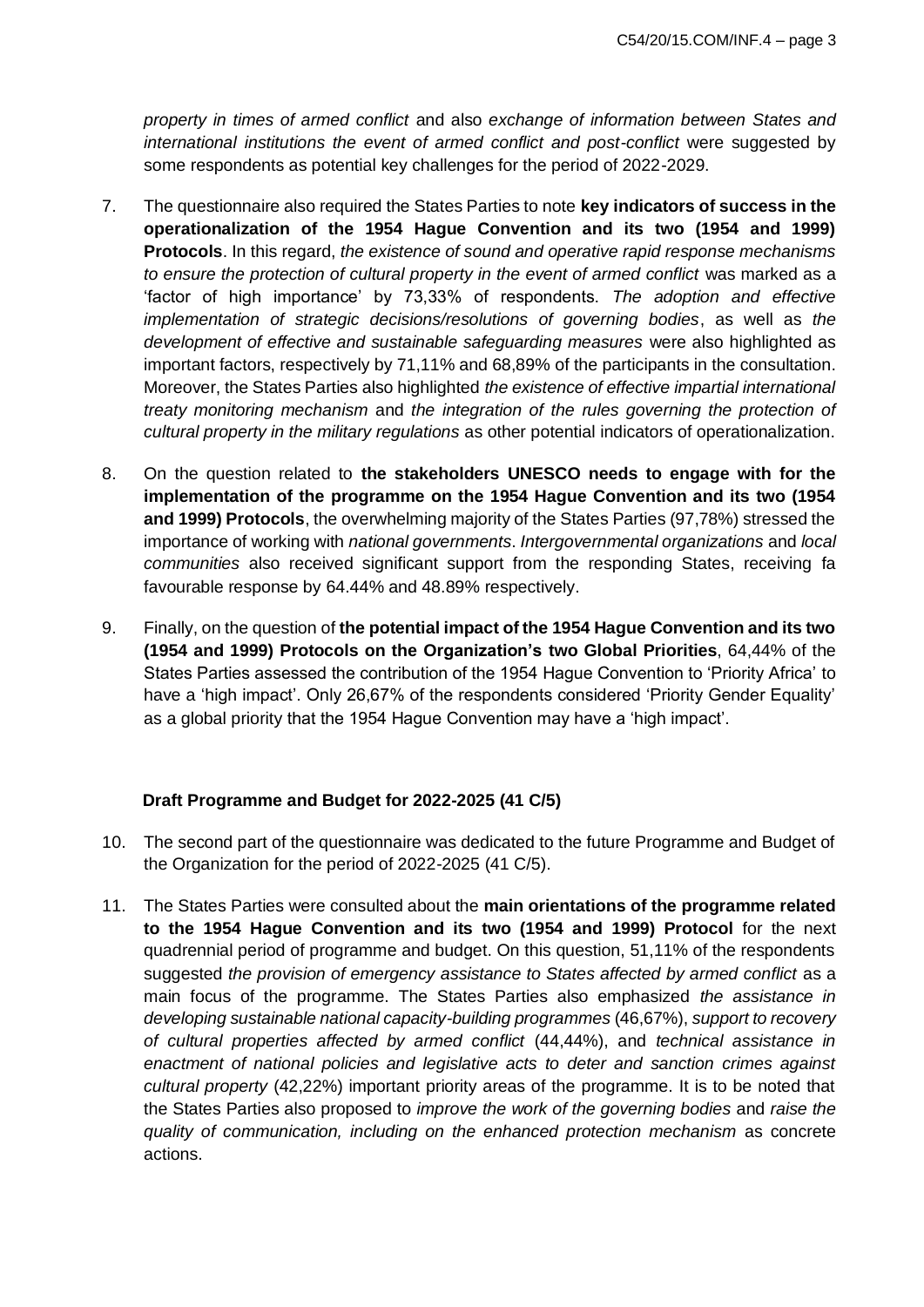*property in times of armed conflict* and also *exchange of information between States and international institutions the event of armed conflict and post-conflict* were suggested by some respondents as potential key challenges for the period of 2022-2029.

7. The questionnaire also required the States Parties to note **key indicators of success in the operationalization of the 1954 Hague Convention and its two (1954 and 1999) Protocols**. In this regard, *the existence of sound and operative rapid response mechanisms to ensure the protection of cultural property in the event of armed conflict* was marked as a 'factor of high importance' by 73,33% of respondents. *The adoption and effective implementation of strategic decisions/resolutions of governing bodies*, as well as *the development of effective and sustainable safeguarding measures* were also highlighted as important factors, respectively by 71,11% and 68,89% of the participants in the consultation. Moreover, the States Parties also highlighted *the existence of effective impartial international treaty monitoring mechanism* and *the integration of the rules governing the protection of cultural property in the military regulations* as other potential indicators of operationalization.

8. On the question related to **the stakeholders UNESCO needs to engage with for the implementation of the programme on the 1954 Hague Convention and its two (1954 and 1999) Protocols**, the overwhelming majority of the States Parties (97,78%) stressed the importance of working with *national governments*. *Intergovernmental organizations* and *local communities* also received significant support from the responding States, receiving fa favourable response by 64.44% and 48.89% respectively.

9. Finally, on the question of **the potential impact of the 1954 Hague Convention and its two (1954 and 1999) Protocols on the Organization's two Global Priorities**, 64,44% of the States Parties assessed the contribution of the 1954 Hague Convention to 'Priority Africa' to have a 'high impact'. Only 26,67% of the respondents considered 'Priority Gender Equality' as a global priority that the 1954 Hague Convention may have a 'high impact'.

### Draft Programme and Budget for 2022-2025 (41 C/5)

10. The second part of the questionnaire was dedicated to the future Programme and Budget of the Organization for the period of 2022-2025 (41 C/5).

11. The States Parties were consulted about the **main orientations of the programme related to the 1954 Hague Convention and its two (1954 and 1999) Protocol** for the next quadrennial period of programme and budget. On this question, 51,11% of the respondents suggested *the provision of emergency assistance to States affected by armed conflict* as a main focus of the programme. The States Parties also emphasized *the assistance in developing sustainable national capacity-building programmes* (46,67%), *support to recovery of cultural properties affected by armed conflict* (44,44%), and *technical assistance in enactment of national policies and legislative acts to deter and sanction crimes against cultural property* (42,22%) important priority areas of the programme. It is to be noted that the States Parties also proposed to *improve the work of the governing bodies* and *raise the quality of communication, including on the enhanced protection mechanism* as concrete actions.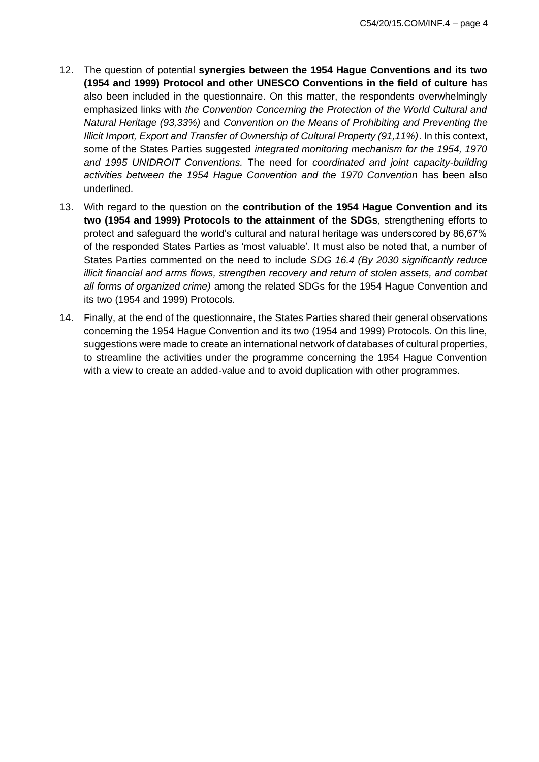12. The question of potential **synergies between the 1954 Hague Conventions and its two (1954 and 1999) Protocol and other UNESCO Conventions in the field of culture** has also been included in the questionnaire. On this matter, the respondents overwhelmingly emphasized links with *the Convention Concerning the Protection of the World Cultural and Natural Heritage (93,33%)* and *Convention on the Means of Prohibiting and Preventing the Illicit Import, Export and Transfer of Ownership of Cultural Property (91,11%)*. In this context, some of the States Parties suggested *integrated monitoring mechanism for the 1954, 1970 and 1995 UNIDROIT Conventions.* The need for *coordinated and joint capacity-building activities between the 1954 Hague Convention and the 1970 Convention* has been also underlined.

13. With regard to the question on the **contribution of the 1954 Hague Convention and its two (1954 and 1999) Protocols to the attainment of the SDGs**, strengthening efforts to protect and safeguard the world's cultural and natural heritage was underscored by 86,67% of the responded States Parties as 'most valuable'. It must also be noted that, a number of States Parties commented on the need to include *SDG 16.4 (By 2030 significantly reduce illicit financial and arms flows, strengthen recovery and return of stolen assets, and combat all forms of organized crime)* among the related SDGs for the 1954 Hague Convention and its two (1954 and 1999) Protocols.

14. Finally, at the end of the questionnaire, the States Parties shared their general observations concerning the 1954 Hague Convention and its two (1954 and 1999) Protocols. On this line, suggestions were made to create an international network of databases of cultural properties, to streamline the activities under the programme concerning the 1954 Hague Convention with a view to create an added-value and to avoid duplication with other programmes.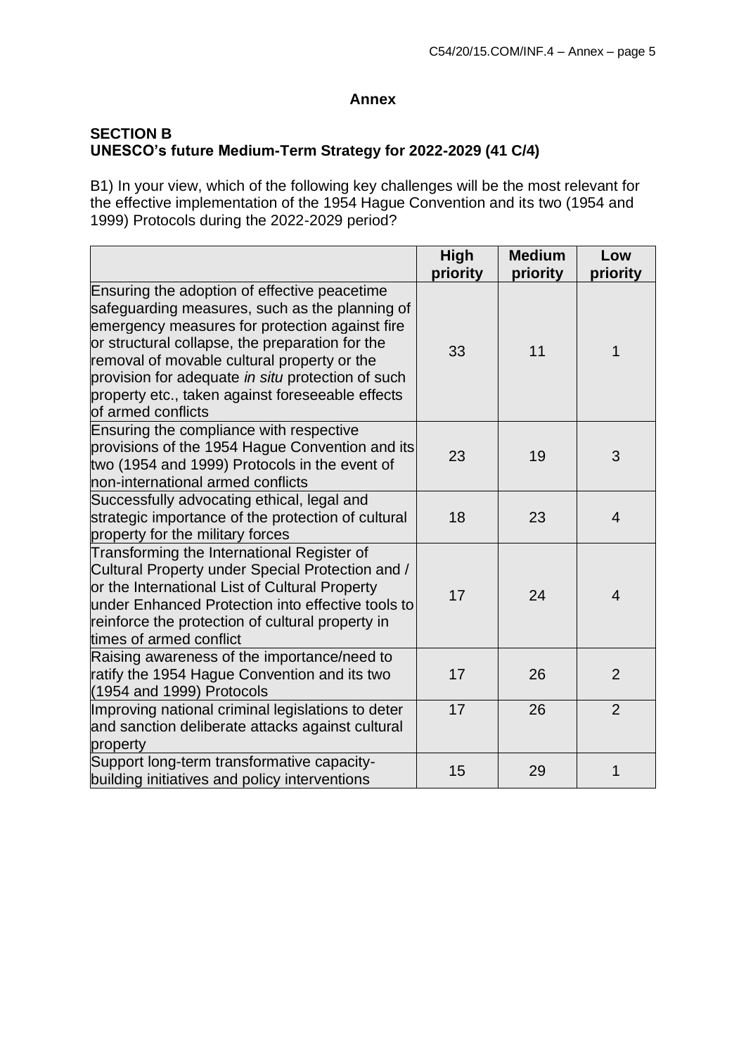## Annex

**SECTION B**
**UNESCO's future Medium-Term Strategy for 2022-2029 (41 C/4)**

B1) In your view, which of the following key challenges will be the most relevant for the effective implementation of the 1954 Hague Convention and its two (1954 and 1999) Protocols during the 2022-2029 period?

| | **High priority** | **Medium priority** | **Low priority** |
|---|---|---|---|
| Ensuring the adoption of effective peacetime safeguarding measures, such as the planning of emergency measures for protection against fire or structural collapse, the preparation for the removal of movable cultural property or the provision for adequate *in situ* protection of such property etc., taken against foreseeable effects of armed conflicts | 33 | 11 | 1 |
| Ensuring the compliance with respective provisions of the 1954 Hague Convention and its two (1954 and 1999) Protocols in the event of non-international armed conflicts | 23 | 19 | 3 |
| Successfully advocating ethical, legal and strategic importance of the protection of cultural property for the military forces | 18 | 23 | 4 |
| Transforming the International Register of Cultural Property under Special Protection and / or the International List of Cultural Property under Enhanced Protection into effective tools to reinforce the protection of cultural property in times of armed conflict | 17 | 24 | 4 |
| Raising awareness of the importance/need to ratify the 1954 Hague Convention and its two (1954 and 1999) Protocols | 17 | 26 | 2 |
| Improving national criminal legislations to deter and sanction deliberate attacks against cultural property | 17 | 26 | 2 |
| Support long-term transformative capacity-building initiatives and policy interventions | 15 | 29 | 1 |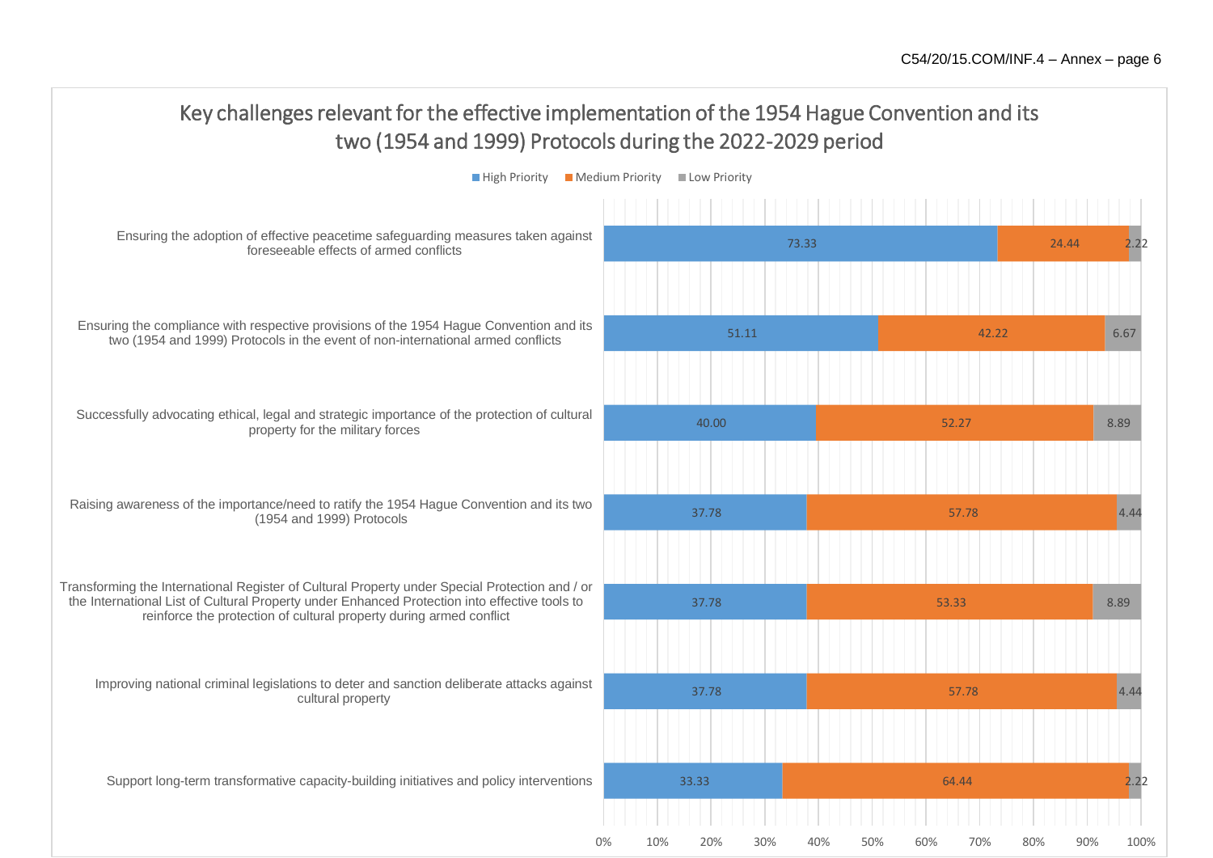## Key challenges relevant for the effective implementation of the 1954 Hague Convention and its two (1954 and 1999) Protocols during the 2022-2029 period

| Challenge | High Priority | Medium Priority | Low Priority |
|---|---|---|---|
| Ensuring the adoption of effective peacetime safeguarding measures taken against foreseeable effects of armed conflicts | 73.33 | 24.44 | 2.22 |
| Ensuring the compliance with respective provisions of the 1954 Hague Convention and its two (1954 and 1999) Protocols in the event of non-international armed conflicts | 51.11 | 42.22 | 6.67 |
| Successfully advocating ethical, legal and strategic importance of the protection of cultural property for the military forces | 40.00 | 52.27 | 8.89 |
| Raising awareness of the importance/need to ratify the 1954 Hague Convention and its two (1954 and 1999) Protocols | 37.78 | 57.78 | 4.44 |
| Transforming the International Register of Cultural Property under Special Protection and / or the International List of Cultural Property under Enhanced Protection into effective tools to reinforce the protection of cultural property during armed conflict | 37.78 | 53.33 | 8.89 |
| Improving national criminal legislations to deter and sanction deliberate attacks against cultural property | 37.78 | 57.78 | 4.44 |
| Support long-term transformative capacity-building initiatives and policy interventions | 33.33 | 64.44 | 2.22 |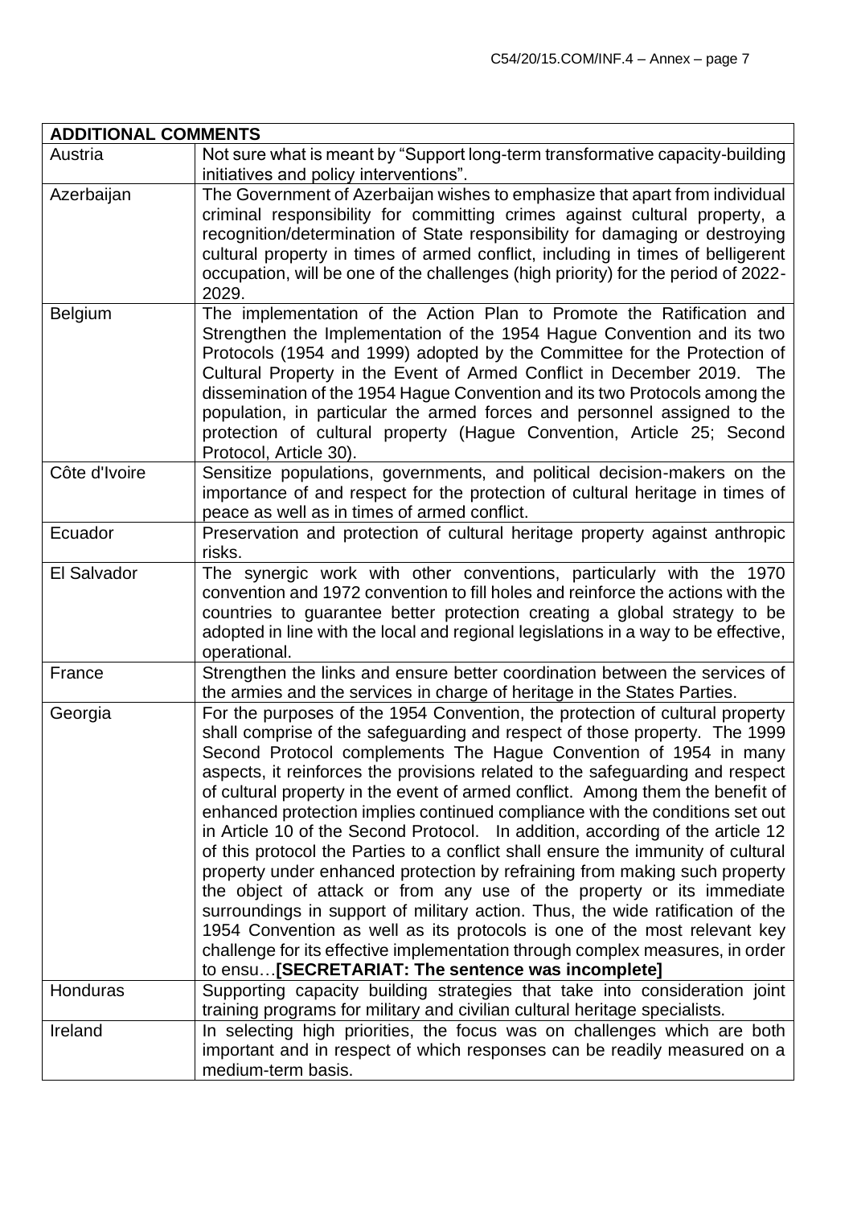| ADDITIONAL COMMENTS | |
|---|---|
| Austria | Not sure what is meant by "Support long-term transformative capacity-building initiatives and policy interventions". |
| Azerbaijan | The Government of Azerbaijan wishes to emphasize that apart from individual criminal responsibility for committing crimes against cultural property, a recognition/determination of State responsibility for damaging or destroying cultural property in times of armed conflict, including in times of belligerent occupation, will be one of the challenges (high priority) for the period of 2022-2029. |
| Belgium | The implementation of the Action Plan to Promote the Ratification and Strengthen the Implementation of the 1954 Hague Convention and its two Protocols (1954 and 1999) adopted by the Committee for the Protection of Cultural Property in the Event of Armed Conflict in December 2019. The dissemination of the 1954 Hague Convention and its two Protocols among the population, in particular the armed forces and personnel assigned to the protection of cultural property (Hague Convention, Article 25; Second Protocol, Article 30). |
| Côte d'Ivoire | Sensitize populations, governments, and political decision-makers on the importance of and respect for the protection of cultural heritage in times of peace as well as in times of armed conflict. |
| Ecuador | Preservation and protection of cultural heritage property against anthropic risks. |
| El Salvador | The synergic work with other conventions, particularly with the 1970 convention and 1972 convention to fill holes and reinforce the actions with the countries to guarantee better protection creating a global strategy to be adopted in line with the local and regional legislations in a way to be effective, operational. |
| France | Strengthen the links and ensure better coordination between the services of the armies and the services in charge of heritage in the States Parties. |
| Georgia | For the purposes of the 1954 Convention, the protection of cultural property shall comprise of the safeguarding and respect of those property. The 1999 Second Protocol complements The Hague Convention of 1954 in many aspects, it reinforces the provisions related to the safeguarding and respect of cultural property in the event of armed conflict. Among them the benefit of enhanced protection implies continued compliance with the conditions set out in Article 10 of the Second Protocol. In addition, according of the article 12 of this protocol the Parties to a conflict shall ensure the immunity of cultural property under enhanced protection by refraining from making such property the object of attack or from any use of the property or its immediate surroundings in support of military action. Thus, the wide ratification of the 1954 Convention as well as its protocols is one of the most relevant key challenge for its effective implementation through complex measures, in order to ensu…**[SECRETARIAT: The sentence was incomplete]** |
| Honduras | Supporting capacity building strategies that take into consideration joint training programs for military and civilian cultural heritage specialists. |
| Ireland | In selecting high priorities, the focus was on challenges which are both important and in respect of which responses can be readily measured on a medium-term basis. |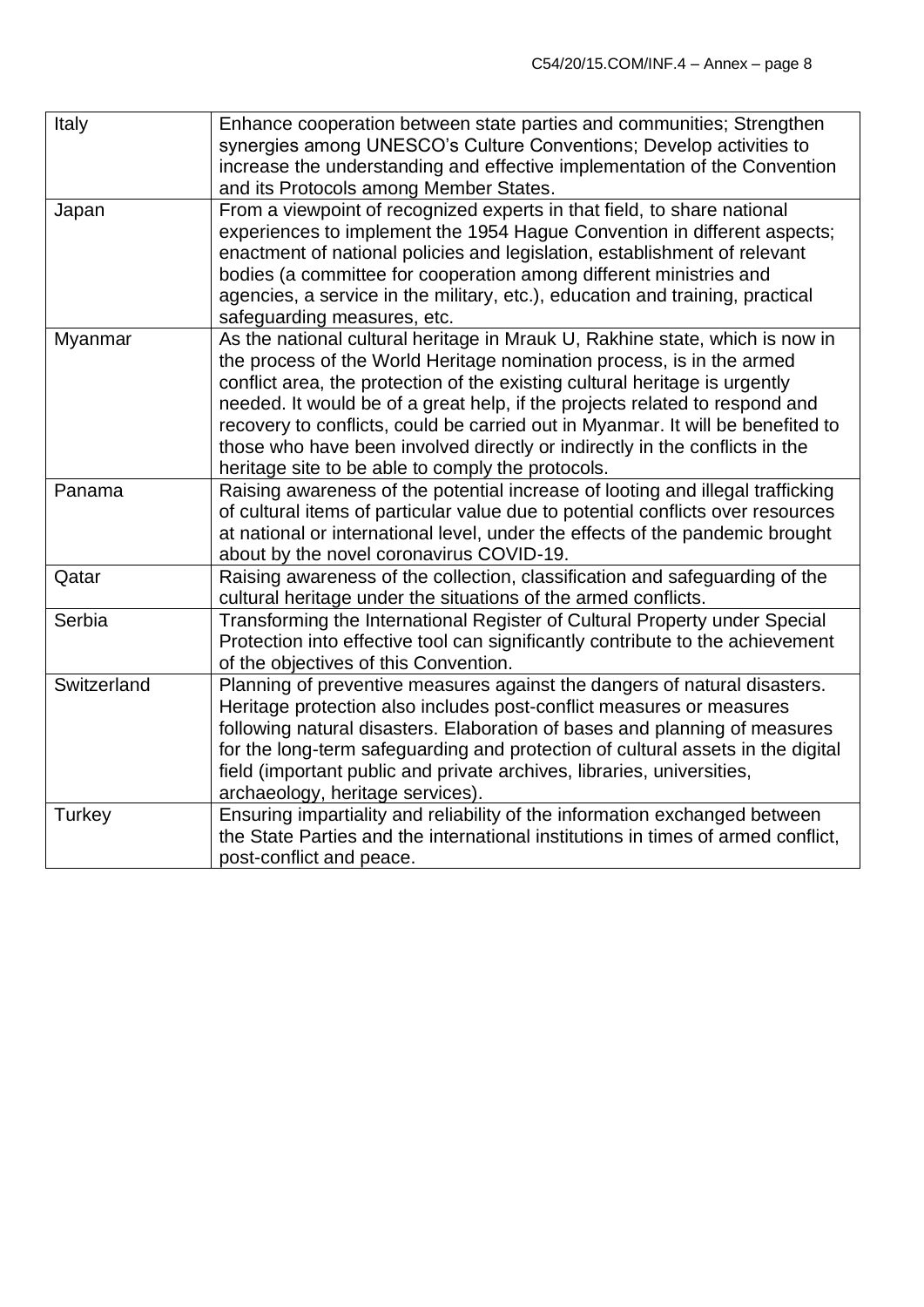| | |
|---|---|
| Italy | Enhance cooperation between state parties and communities; Strengthen synergies among UNESCO's Culture Conventions; Develop activities to increase the understanding and effective implementation of the Convention and its Protocols among Member States. |
| Japan | From a viewpoint of recognized experts in that field, to share national experiences to implement the 1954 Hague Convention in different aspects; enactment of national policies and legislation, establishment of relevant bodies (a committee for cooperation among different ministries and agencies, a service in the military, etc.), education and training, practical safeguarding measures, etc. |
| Myanmar | As the national cultural heritage in Mrauk U, Rakhine state, which is now in the process of the World Heritage nomination process, is in the armed conflict area, the protection of the existing cultural heritage is urgently needed. It would be of a great help, if the projects related to respond and recovery to conflicts, could be carried out in Myanmar. It will be benefited to those who have been involved directly or indirectly in the conflicts in the heritage site to be able to comply the protocols. |
| Panama | Raising awareness of the potential increase of looting and illegal trafficking of cultural items of particular value due to potential conflicts over resources at national or international level, under the effects of the pandemic brought about by the novel coronavirus COVID-19. |
| Qatar | Raising awareness of the collection, classification and safeguarding of the cultural heritage under the situations of the armed conflicts. |
| Serbia | Transforming the International Register of Cultural Property under Special Protection into effective tool can significantly contribute to the achievement of the objectives of this Convention. |
| Switzerland | Planning of preventive measures against the dangers of natural disasters. Heritage protection also includes post-conflict measures or measures following natural disasters. Elaboration of bases and planning of measures for the long-term safeguarding and protection of cultural assets in the digital field (important public and private archives, libraries, universities, archaeology, heritage services). |
| Turkey | Ensuring impartiality and reliability of the information exchanged between the State Parties and the international institutions in times of armed conflict, post-conflict and peace. |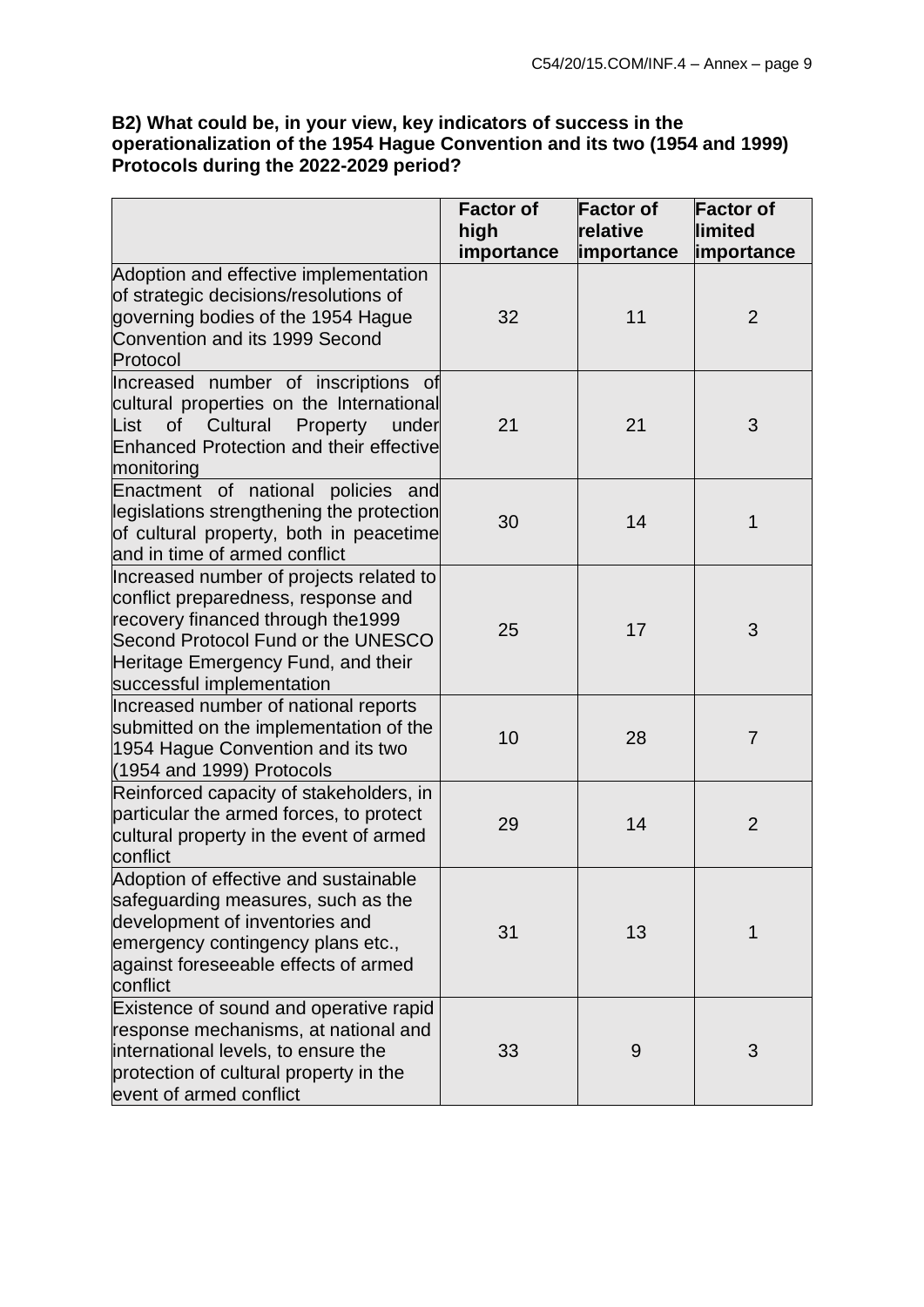**B2) What could be, in your view, key indicators of success in the operationalization of the 1954 Hague Convention and its two (1954 and 1999) Protocols during the 2022-2029 period?**

| | Factor of high importance | Factor of relative importance | Factor of limited importance |
|---|---|---|---|
| Adoption and effective implementation of strategic decisions/resolutions of governing bodies of the 1954 Hague Convention and its 1999 Second Protocol | 32 | 11 | 2 |
| Increased number of inscriptions of cultural properties on the International List of Cultural Property under Enhanced Protection and their effective monitoring | 21 | 21 | 3 |
| Enactment of national policies and legislations strengthening the protection of cultural property, both in peacetime and in time of armed conflict | 30 | 14 | 1 |
| Increased number of projects related to conflict preparedness, response and recovery financed through the1999 Second Protocol Fund or the UNESCO Heritage Emergency Fund, and their successful implementation | 25 | 17 | 3 |
| Increased number of national reports submitted on the implementation of the 1954 Hague Convention and its two (1954 and 1999) Protocols | 10 | 28 | 7 |
| Reinforced capacity of stakeholders, in particular the armed forces, to protect cultural property in the event of armed conflict | 29 | 14 | 2 |
| Adoption of effective and sustainable safeguarding measures, such as the development of inventories and emergency contingency plans etc., against foreseeable effects of armed conflict | 31 | 13 | 1 |
| Existence of sound and operative rapid response mechanisms, at national and international levels, to ensure the protection of cultural property in the event of armed conflict | 33 | 9 | 3 |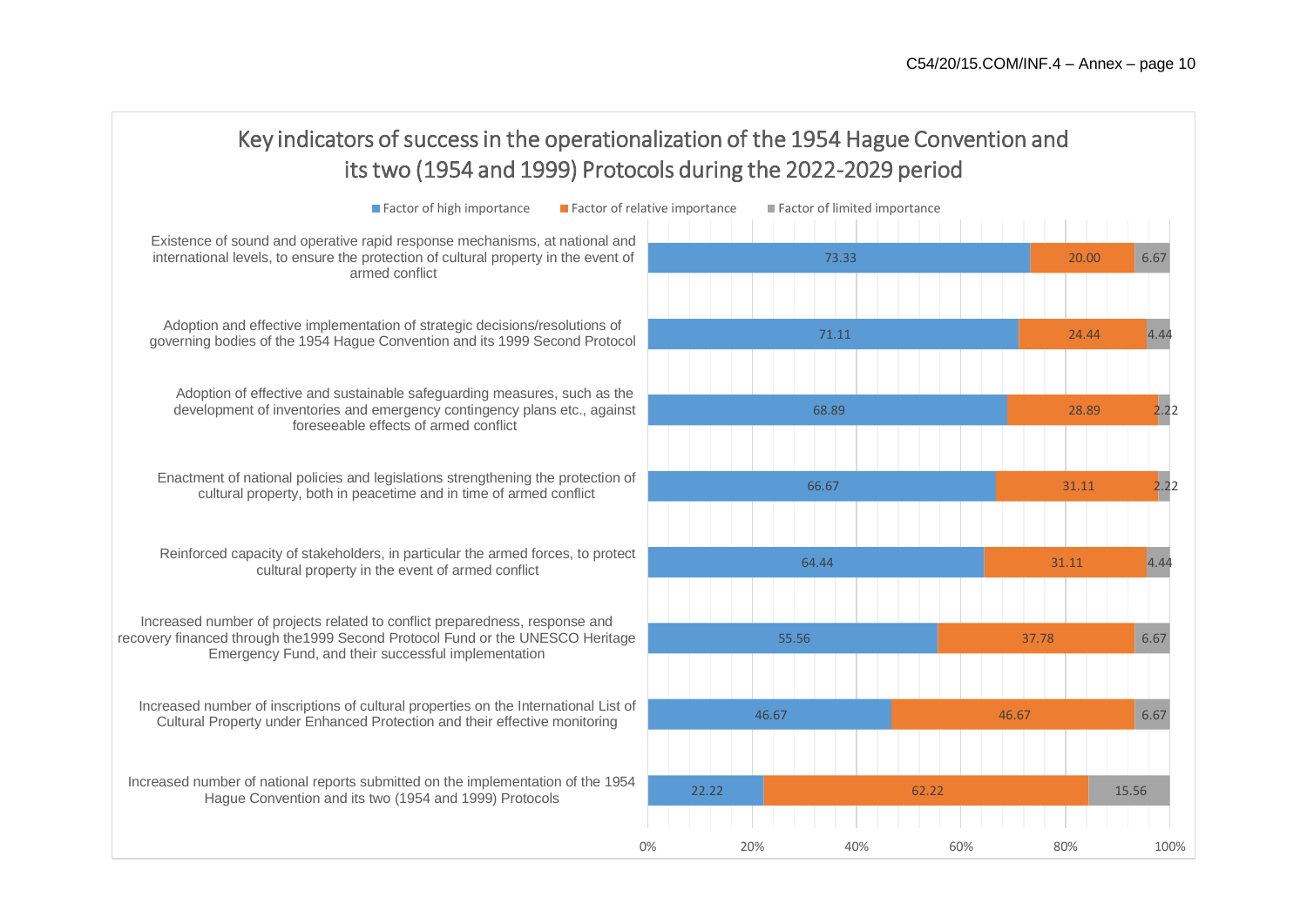## Key indicators of success in the operationalization of the 1954 Hague Convention and its two (1954 and 1999) Protocols during the 2022-2029 period

| Indicator | Factor of high importance | Factor of relative importance | Factor of limited importance |
|---|---|---|---|
| Existence of sound and operative rapid response mechanisms, at national and international levels, to ensure the protection of cultural property in the event of armed conflict | 73.33 | 20.00 | 6.67 |
| Adoption and effective implementation of strategic decisions/resolutions of governing bodies of the 1954 Hague Convention and its 1999 Second Protocol | 71.11 | 24.44 | 4.44 |
| Adoption of effective and sustainable safeguarding measures, such as the development of inventories and emergency contingency plans etc., against foreseeable effects of armed conflict | 68.89 | 28.89 | 2.22 |
| Enactment of national policies and legislations strengthening the protection of cultural property, both in peacetime and in time of armed conflict | 66.67 | 31.11 | 2.22 |
| Reinforced capacity of stakeholders, in particular the armed forces, to protect cultural property in the event of armed conflict | 64.44 | 31.11 | 4.44 |
| Increased number of projects related to conflict preparedness, response and recovery financed through the1999 Second Protocol Fund or the UNESCO Heritage Emergency Fund, and their successful implementation | 55.56 | 37.78 | 6.67 |
| Increased number of inscriptions of cultural properties on the International List of Cultural Property under Enhanced Protection and their effective monitoring | 46.67 | 46.67 | 6.67 |
| Increased number of national reports submitted on the implementation of the 1954 Hague Convention and its two (1954 and 1999) Protocols | 22.22 | 62.22 | 15.56 |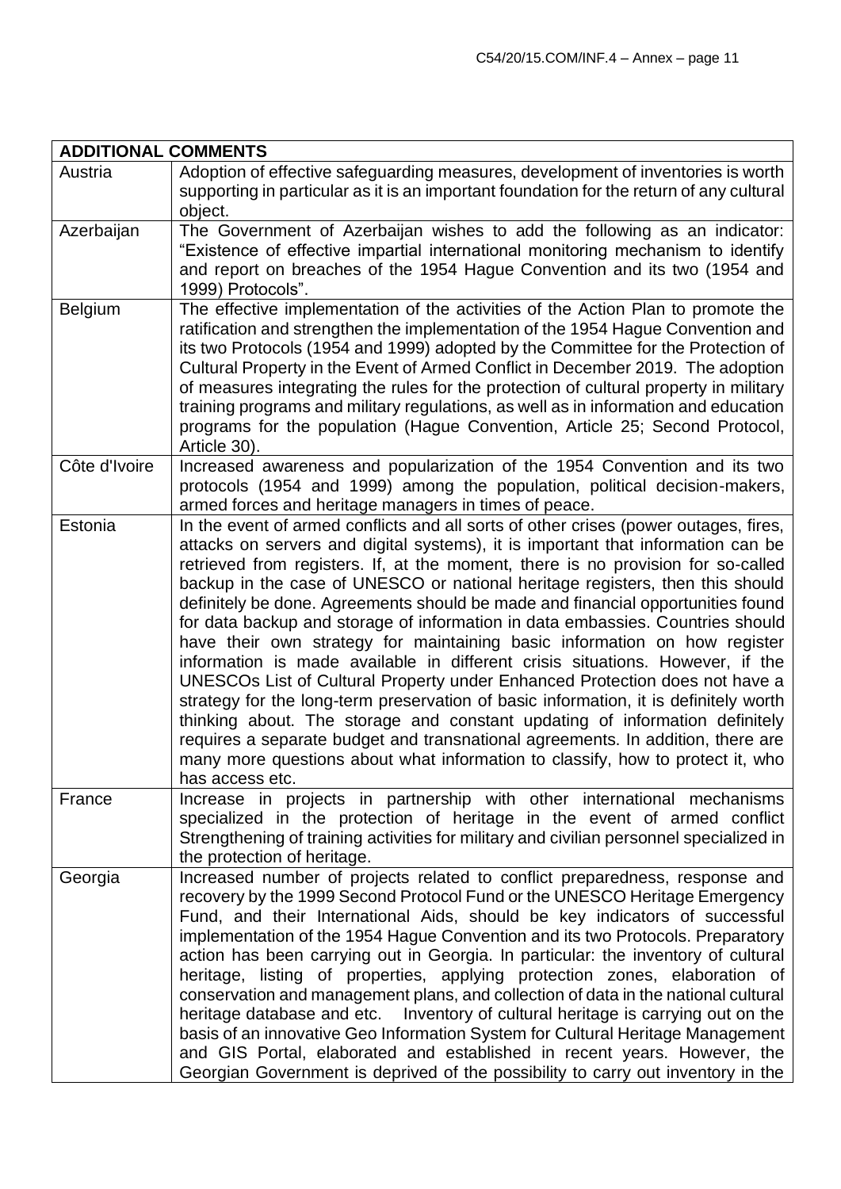| ADDITIONAL COMMENTS | |
|---|---|
| Austria | Adoption of effective safeguarding measures, development of inventories is worth supporting in particular as it is an important foundation for the return of any cultural object. |
| Azerbaijan | The Government of Azerbaijan wishes to add the following as an indicator: "Existence of effective impartial international monitoring mechanism to identify and report on breaches of the 1954 Hague Convention and its two (1954 and 1999) Protocols". |
| Belgium | The effective implementation of the activities of the Action Plan to promote the ratification and strengthen the implementation of the 1954 Hague Convention and its two Protocols (1954 and 1999) adopted by the Committee for the Protection of Cultural Property in the Event of Armed Conflict in December 2019. The adoption of measures integrating the rules for the protection of cultural property in military training programs and military regulations, as well as in information and education programs for the population (Hague Convention, Article 25; Second Protocol, Article 30). |
| Côte d'Ivoire | Increased awareness and popularization of the 1954 Convention and its two protocols (1954 and 1999) among the population, political decision-makers, armed forces and heritage managers in times of peace. |
| Estonia | In the event of armed conflicts and all sorts of other crises (power outages, fires, attacks on servers and digital systems), it is important that information can be retrieved from registers. If, at the moment, there is no provision for so-called backup in the case of UNESCO or national heritage registers, then this should definitely be done. Agreements should be made and financial opportunities found for data backup and storage of information in data embassies. Countries should have their own strategy for maintaining basic information on how register information is made available in different crisis situations. However, if the UNESCOs List of Cultural Property under Enhanced Protection does not have a strategy for the long-term preservation of basic information, it is definitely worth thinking about. The storage and constant updating of information definitely requires a separate budget and transnational agreements. In addition, there are many more questions about what information to classify, how to protect it, who has access etc. |
| France | Increase in projects in partnership with other international mechanisms specialized in the protection of heritage in the event of armed conflict Strengthening of training activities for military and civilian personnel specialized in the protection of heritage. |
| Georgia | Increased number of projects related to conflict preparedness, response and recovery by the 1999 Second Protocol Fund or the UNESCO Heritage Emergency Fund, and their International Aids, should be key indicators of successful implementation of the 1954 Hague Convention and its two Protocols. Preparatory action has been carrying out in Georgia. In particular: the inventory of cultural heritage, listing of properties, applying protection zones, elaboration of conservation and management plans, and collection of data in the national cultural heritage database and etc. Inventory of cultural heritage is carrying out on the basis of an innovative Geo Information System for Cultural Heritage Management and GIS Portal, elaborated and established in recent years. However, the Georgian Government is deprived of the possibility to carry out inventory in the |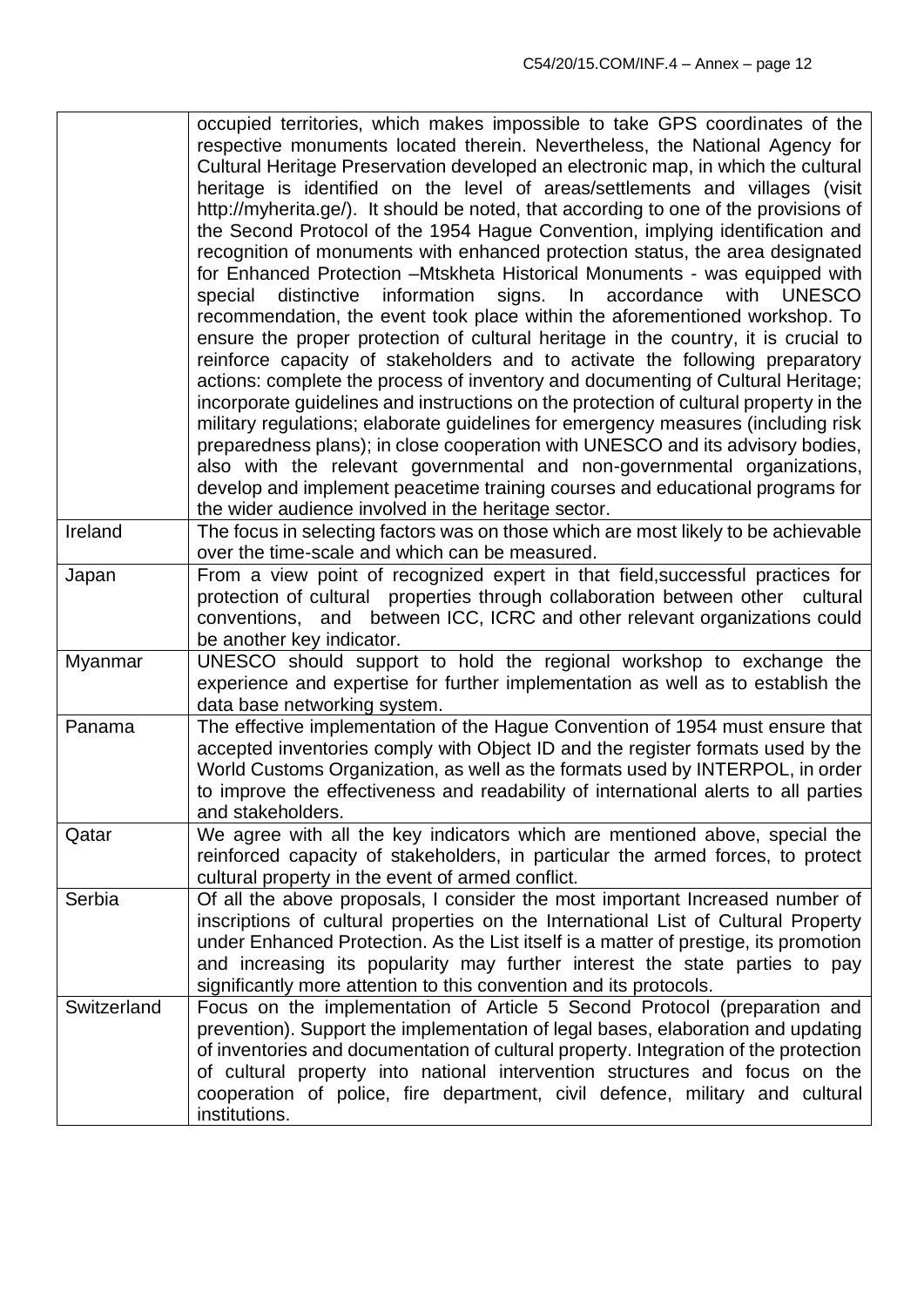| | |
|---|---|
| | occupied territories, which makes impossible to take GPS coordinates of the respective monuments located therein. Nevertheless, the National Agency for Cultural Heritage Preservation developed an electronic map, in which the cultural heritage is identified on the level of areas/settlements and villages (visit http://myherita.ge/). It should be noted, that according to one of the provisions of the Second Protocol of the 1954 Hague Convention, implying identification and recognition of monuments with enhanced protection status, the area designated for Enhanced Protection –Mtskheta Historical Monuments - was equipped with special distinctive information signs. In accordance with UNESCO recommendation, the event took place within the aforementioned workshop. To ensure the proper protection of cultural heritage in the country, it is crucial to reinforce capacity of stakeholders and to activate the following preparatory actions: complete the process of inventory and documenting of Cultural Heritage; incorporate guidelines and instructions on the protection of cultural property in the military regulations; elaborate guidelines for emergency measures (including risk preparedness plans); in close cooperation with UNESCO and its advisory bodies, also with the relevant governmental and non-governmental organizations, develop and implement peacetime training courses and educational programs for the wider audience involved in the heritage sector. |
| Ireland | The focus in selecting factors was on those which are most likely to be achievable over the time-scale and which can be measured. |
| Japan | From a view point of recognized expert in that field,successful practices for protection of cultural properties through collaboration between other cultural conventions, and between ICC, ICRC and other relevant organizations could be another key indicator. |
| Myanmar | UNESCO should support to hold the regional workshop to exchange the experience and expertise for further implementation as well as to establish the data base networking system. |
| Panama | The effective implementation of the Hague Convention of 1954 must ensure that accepted inventories comply with Object ID and the register formats used by the World Customs Organization, as well as the formats used by INTERPOL, in order to improve the effectiveness and readability of international alerts to all parties and stakeholders. |
| Qatar | We agree with all the key indicators which are mentioned above, special the reinforced capacity of stakeholders, in particular the armed forces, to protect cultural property in the event of armed conflict. |
| Serbia | Of all the above proposals, I consider the most important Increased number of inscriptions of cultural properties on the International List of Cultural Property under Enhanced Protection. As the List itself is a matter of prestige, its promotion and increasing its popularity may further interest the state parties to pay significantly more attention to this convention and its protocols. |
| Switzerland | Focus on the implementation of Article 5 Second Protocol (preparation and prevention). Support the implementation of legal bases, elaboration and updating of inventories and documentation of cultural property. Integration of the protection of cultural property into national intervention structures and focus on the cooperation of police, fire department, civil defence, military and cultural institutions. |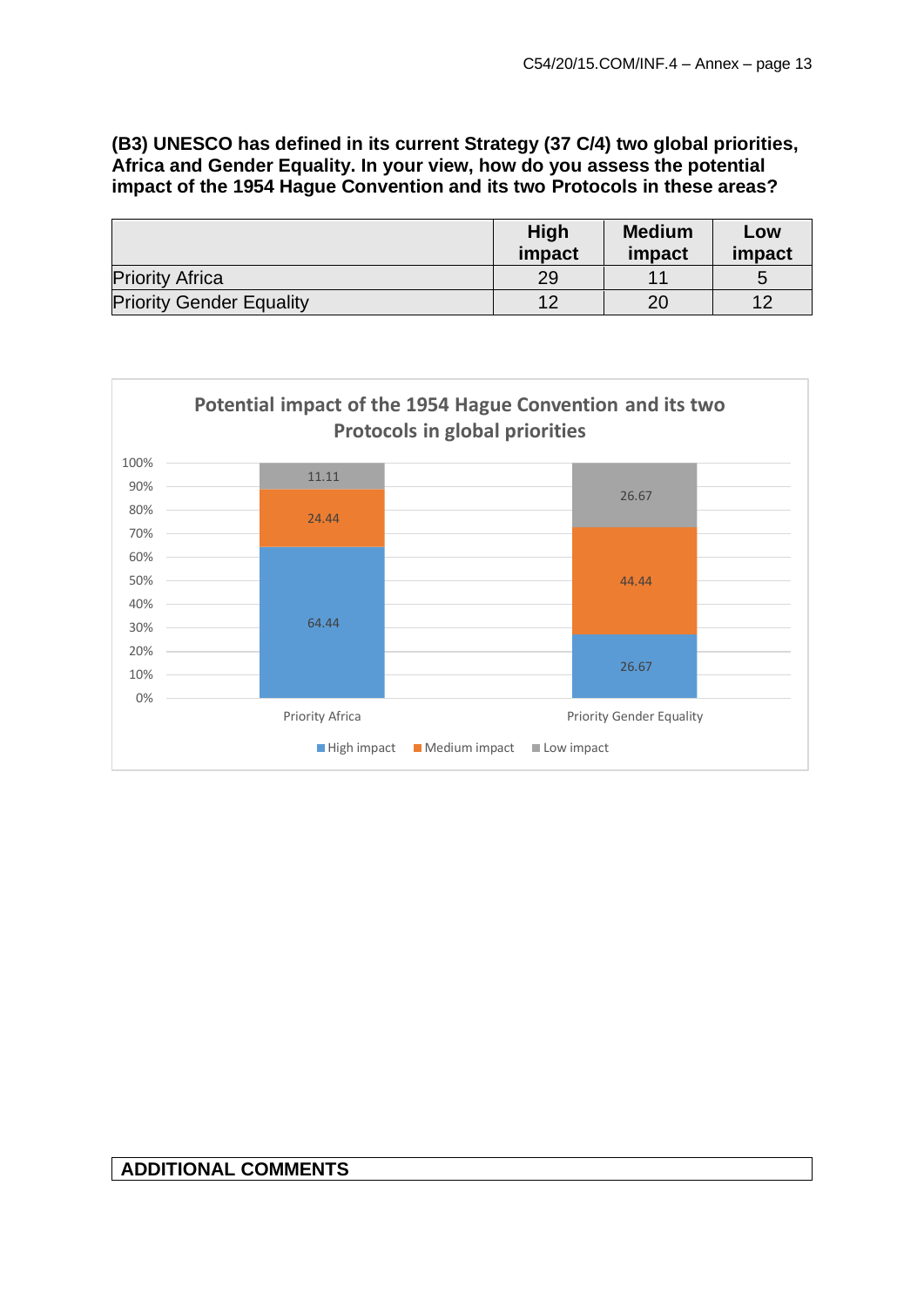**(B3) UNESCO has defined in its current Strategy (37 C/4) two global priorities, Africa and Gender Equality. In your view, how do you assess the potential impact of the 1954 Hague Convention and its two Protocols in these areas?**

| | High impact | Medium impact | Low impact |
|---|---|---|---|
| Priority Africa | 29 | 11 | 5 |
| Priority Gender Equality | 12 | 20 | 12 |

**Potential impact of the 1954 Hague Convention and its two Protocols in global priorities**

| | High impact | Medium impact | Low impact |
|---|---|---|---|
| Priority Africa | 64.44 | 24.44 | 11.11 |
| Priority Gender Equality | 26.67 | 44.44 | 26.67 |

**ADDITIONAL COMMENTS**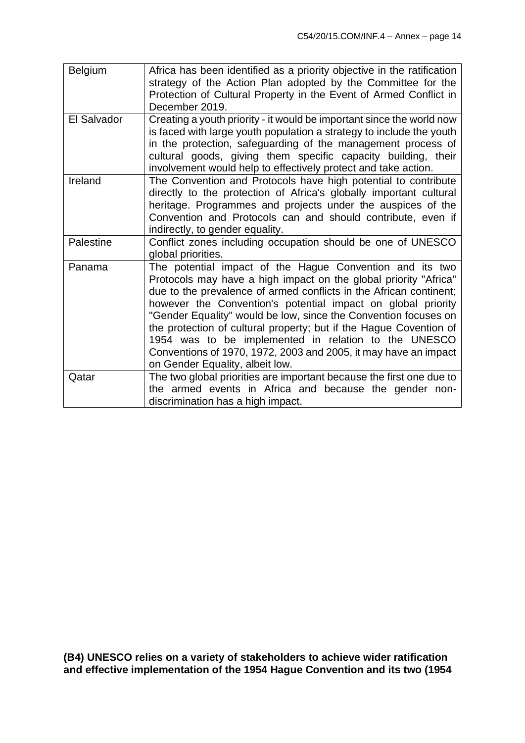| | |
|---|---|
| Belgium | Africa has been identified as a priority objective in the ratification strategy of the Action Plan adopted by the Committee for the Protection of Cultural Property in the Event of Armed Conflict in December 2019. |
| El Salvador | Creating a youth priority - it would be important since the world now is faced with large youth population a strategy to include the youth in the protection, safeguarding of the management process of cultural goods, giving them specific capacity building, their involvement would help to effectively protect and take action. |
| Ireland | The Convention and Protocols have high potential to contribute directly to the protection of Africa's globally important cultural heritage. Programmes and projects under the auspices of the Convention and Protocols can and should contribute, even if indirectly, to gender equality. |
| Palestine | Conflict zones including occupation should be one of UNESCO global priorities. |
| Panama | The potential impact of the Hague Convention and its two Protocols may have a high impact on the global priority "Africa" due to the prevalence of armed conflicts in the African continent; however the Convention's potential impact on global priority "Gender Equality" would be low, since the Convention focuses on the protection of cultural property; but if the Hague Covention of 1954 was to be implemented in relation to the UNESCO Conventions of 1970, 1972, 2003 and 2005, it may have an impact on Gender Equality, albeit low. |
| Qatar | The two global priorities are important because the first one due to the armed events in Africa and because the gender non-discrimination has a high impact. |

**(B4) UNESCO relies on a variety of stakeholders to achieve wider ratification and effective implementation of the 1954 Hague Convention and its two (1954**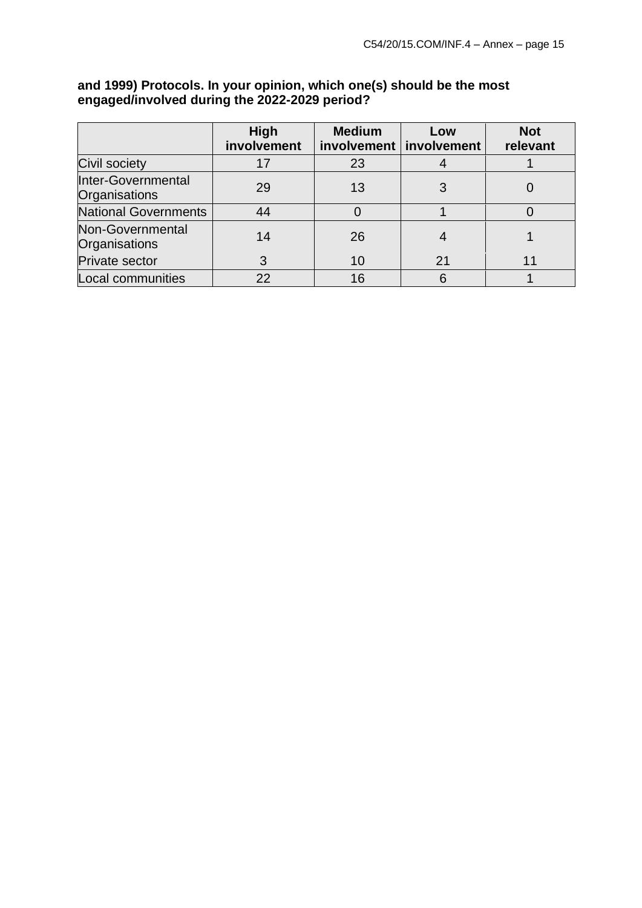**and 1999) Protocols. In your opinion, which one(s) should be the most engaged/involved during the 2022-2029 period?**

| | High involvement | Medium involvement | Low involvement | Not relevant |
|---|---|---|---|---|
| Civil society | 17 | 23 | 4 | 1 |
| Inter-Governmental Organisations | 29 | 13 | 3 | 0 |
| National Governments | 44 | 0 | 1 | 0 |
| Non-Governmental Organisations | 14 | 26 | 4 | 1 |
| Private sector | 3 | 10 | 21 | 11 |
| Local communities | 22 | 16 | 6 | 1 |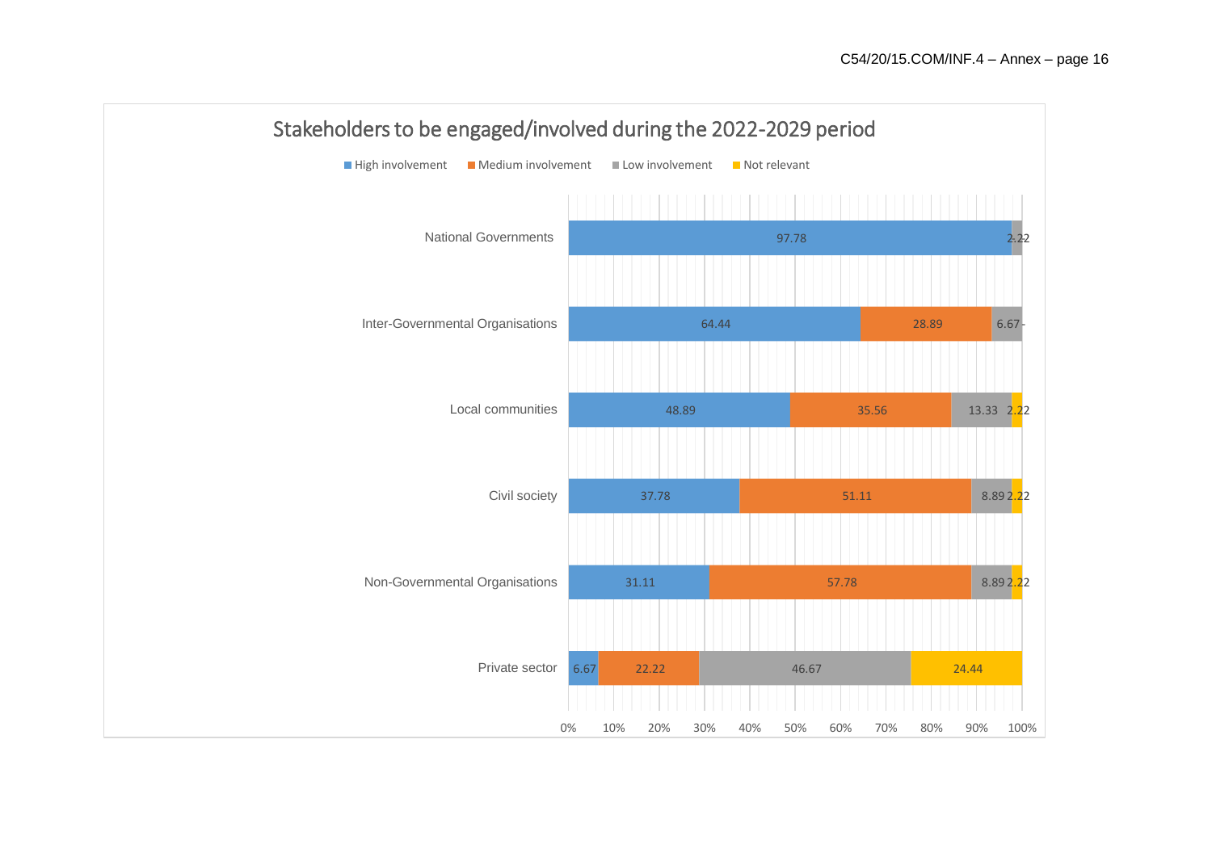## Stakeholders to be engaged/involved during the 2022-2029 period

| Stakeholder | High involvement | Medium involvement | Low involvement | Not relevant |
| --- | --- | --- | --- | --- |
| National Governments | 97.78 | | 2.22 | |
| Inter-Governmental Organisations | 64.44 | 28.89 | 6.67 | - |
| Local communities | 48.89 | 35.56 | 13.33 | 2.22 |
| Civil society | 37.78 | 51.11 | 8.89 | 2.22 |
| Non-Governmental Organisations | 31.11 | 57.78 | 8.89 | 2.22 |
| Private sector | 6.67 | 22.22 | 46.67 | 24.44 |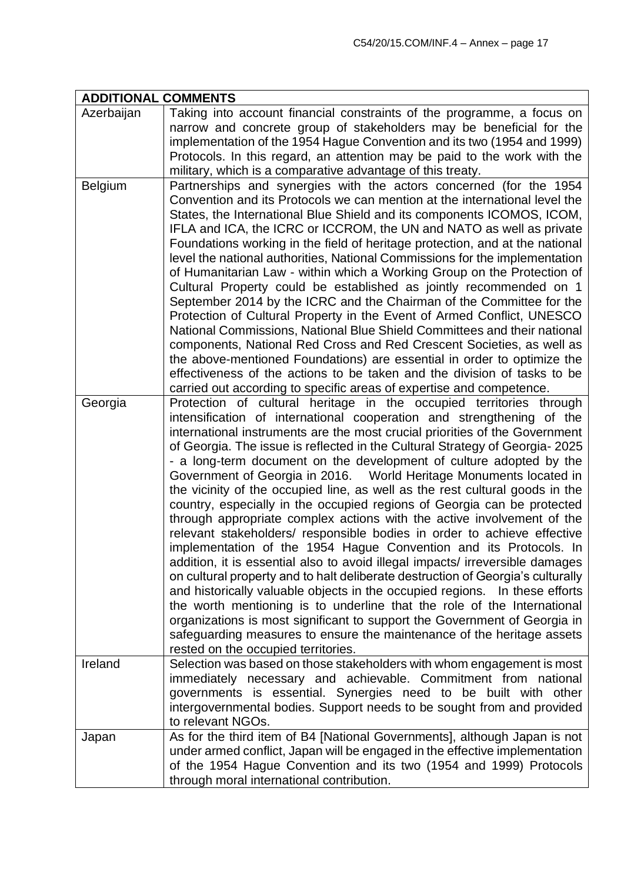| ADDITIONAL COMMENTS | |
|---|---|
| Azerbaijan | Taking into account financial constraints of the programme, a focus on narrow and concrete group of stakeholders may be beneficial for the implementation of the 1954 Hague Convention and its two (1954 and 1999) Protocols. In this regard, an attention may be paid to the work with the military, which is a comparative advantage of this treaty. |
| Belgium | Partnerships and synergies with the actors concerned (for the 1954 Convention and its Protocols we can mention at the international level the States, the International Blue Shield and its components ICOMOS, ICOM, IFLA and ICA, the ICRC or ICCROM, the UN and NATO as well as private Foundations working in the field of heritage protection, and at the national level the national authorities, National Commissions for the implementation of Humanitarian Law - within which a Working Group on the Protection of Cultural Property could be established as jointly recommended on 1 September 2014 by the ICRC and the Chairman of the Committee for the Protection of Cultural Property in the Event of Armed Conflict, UNESCO National Commissions, National Blue Shield Committees and their national components, National Red Cross and Red Crescent Societies, as well as the above-mentioned Foundations) are essential in order to optimize the effectiveness of the actions to be taken and the division of tasks to be carried out according to specific areas of expertise and competence. |
| Georgia | Protection of cultural heritage in the occupied territories through intensification of international cooperation and strengthening of the international instruments are the most crucial priorities of the Government of Georgia. The issue is reflected in the Cultural Strategy of Georgia- 2025 - a long-term document on the development of culture adopted by the Government of Georgia in 2016. World Heritage Monuments located in the vicinity of the occupied line, as well as the rest cultural goods in the country, especially in the occupied regions of Georgia can be protected through appropriate complex actions with the active involvement of the relevant stakeholders/ responsible bodies in order to achieve effective implementation of the 1954 Hague Convention and its Protocols. In addition, it is essential also to avoid illegal impacts/ irreversible damages on cultural property and to halt deliberate destruction of Georgia's culturally and historically valuable objects in the occupied regions. In these efforts the worth mentioning is to underline that the role of the International organizations is most significant to support the Government of Georgia in safeguarding measures to ensure the maintenance of the heritage assets rested on the occupied territories. |
| Ireland | Selection was based on those stakeholders with whom engagement is most immediately necessary and achievable. Commitment from national governments is essential. Synergies need to be built with other intergovernmental bodies. Support needs to be sought from and provided to relevant NGOs. |
| Japan | As for the third item of B4 [National Governments], although Japan is not under armed conflict, Japan will be engaged in the effective implementation of the 1954 Hague Convention and its two (1954 and 1999) Protocols through moral international contribution. |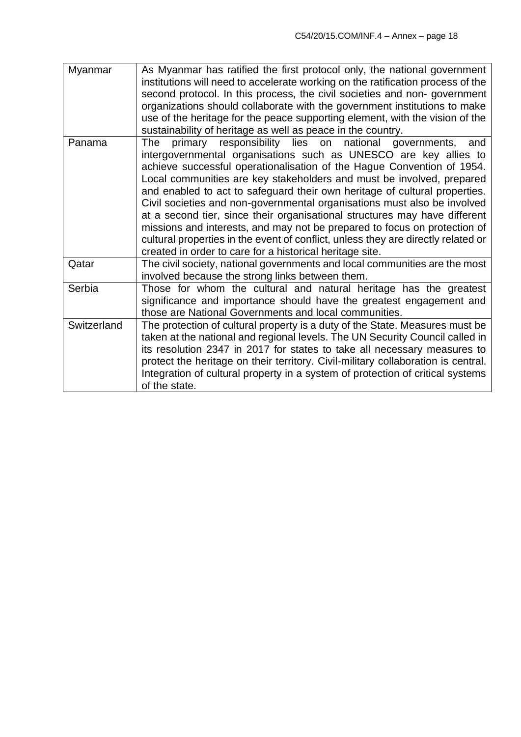| | |
|---|---|
| Myanmar | As Myanmar has ratified the first protocol only, the national government institutions will need to accelerate working on the ratification process of the second protocol. In this process, the civil societies and non- government organizations should collaborate with the government institutions to make use of the heritage for the peace supporting element, with the vision of the sustainability of heritage as well as peace in the country. |
| Panama | The primary responsibility lies on national governments, and intergovernmental organisations such as UNESCO are key allies to achieve successful operationalisation of the Hague Convention of 1954. Local communities are key stakeholders and must be involved, prepared and enabled to act to safeguard their own heritage of cultural properties. Civil societies and non-governmental organisations must also be involved at a second tier, since their organisational structures may have different missions and interests, and may not be prepared to focus on protection of cultural properties in the event of conflict, unless they are directly related or created in order to care for a historical heritage site. |
| Qatar | The civil society, national governments and local communities are the most involved because the strong links between them. |
| Serbia | Those for whom the cultural and natural heritage has the greatest significance and importance should have the greatest engagement and those are National Governments and local communities. |
| Switzerland | The protection of cultural property is a duty of the State. Measures must be taken at the national and regional levels. The UN Security Council called in its resolution 2347 in 2017 for states to take all necessary measures to protect the heritage on their territory. Civil-military collaboration is central. Integration of cultural property in a system of protection of critical systems of the state. |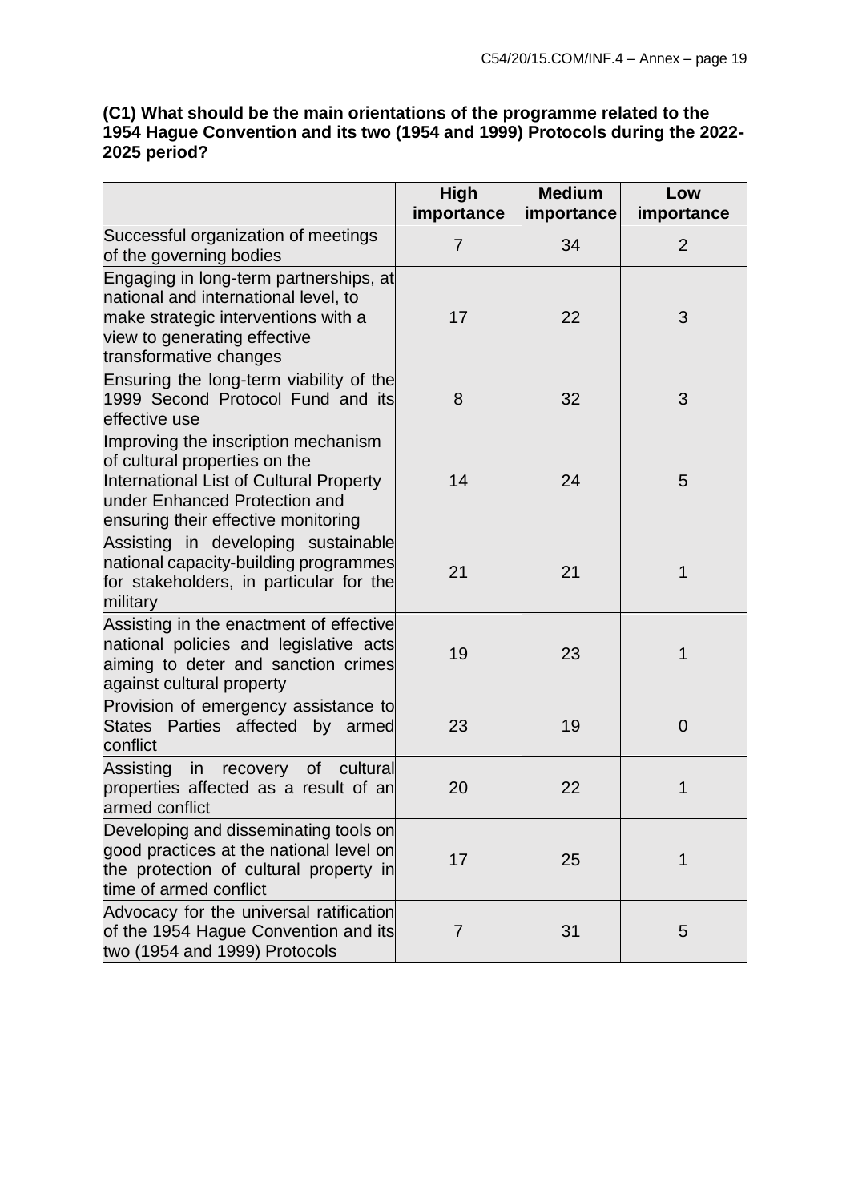**(C1) What should be the main orientations of the programme related to the 1954 Hague Convention and its two (1954 and 1999) Protocols during the 2022-2025 period?**

| | High importance | Medium importance | Low importance |
|---|---|---|---|
| Successful organization of meetings of the governing bodies | 7 | 34 | 2 |
| Engaging in long-term partnerships, at national and international level, to make strategic interventions with a view to generating effective transformative changes | 17 | 22 | 3 |
| Ensuring the long-term viability of the 1999 Second Protocol Fund and its effective use | 8 | 32 | 3 |
| Improving the inscription mechanism of cultural properties on the International List of Cultural Property under Enhanced Protection and ensuring their effective monitoring | 14 | 24 | 5 |
| Assisting in developing sustainable national capacity-building programmes for stakeholders, in particular for the military | 21 | 21 | 1 |
| Assisting in the enactment of effective national policies and legislative acts aiming to deter and sanction crimes against cultural property | 19 | 23 | 1 |
| Provision of emergency assistance to States Parties affected by armed conflict | 23 | 19 | 0 |
| Assisting in recovery of cultural properties affected as a result of an armed conflict | 20 | 22 | 1 |
| Developing and disseminating tools on good practices at the national level on the protection of cultural property in time of armed conflict | 17 | 25 | 1 |
| Advocacy for the universal ratification of the 1954 Hague Convention and its two (1954 and 1999) Protocols | 7 | 31 | 5 |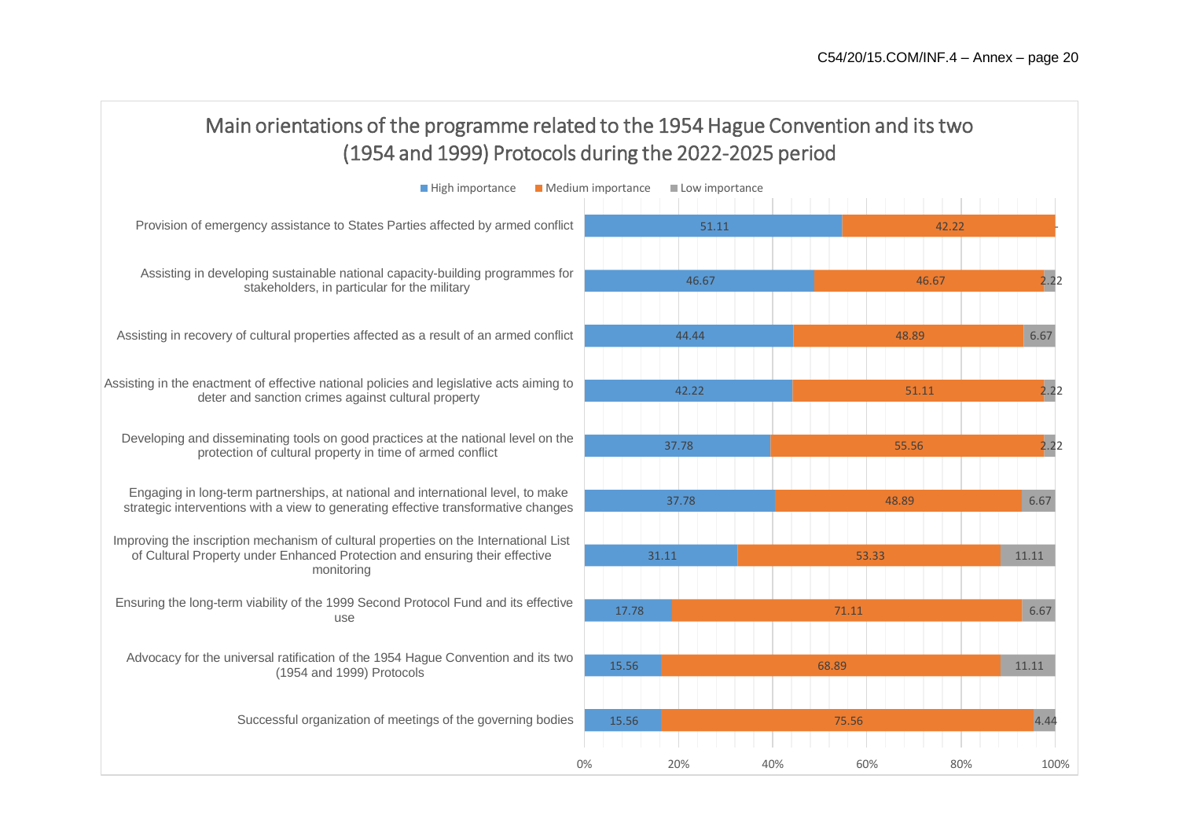## Main orientations of the programme related to the 1954 Hague Convention and its two (1954 and 1999) Protocols during the 2022-2025 period

| | High importance | Medium importance | Low importance |
|---|---|---|---|
| Provision of emergency assistance to States Parties affected by armed conflict | 51.11 | 42.22 | - |
| Assisting in developing sustainable national capacity-building programmes for stakeholders, in particular for the military | 46.67 | 46.67 | 2.22 |
| Assisting in recovery of cultural properties affected as a result of an armed conflict | 44.44 | 48.89 | 6.67 |
| Assisting in the enactment of effective national policies and legislative acts aiming to deter and sanction crimes against cultural property | 42.22 | 51.11 | 2.22 |
| Developing and disseminating tools on good practices at the national level on the protection of cultural property in time of armed conflict | 37.78 | 55.56 | 2.22 |
| Engaging in long-term partnerships, at national and international level, to make strategic interventions with a view to generating effective transformative changes | 37.78 | 48.89 | 6.67 |
| Improving the inscription mechanism of cultural properties on the International List of Cultural Property under Enhanced Protection and ensuring their effective monitoring | 31.11 | 53.33 | 11.11 |
| Ensuring the long-term viability of the 1999 Second Protocol Fund and its effective use | 17.78 | 71.11 | 6.67 |
| Advocacy for the universal ratification of the 1954 Hague Convention and its two (1954 and 1999) Protocols | 15.56 | 68.89 | 11.11 |
| Successful organization of meetings of the governing bodies | 15.56 | 75.56 | 4.44 |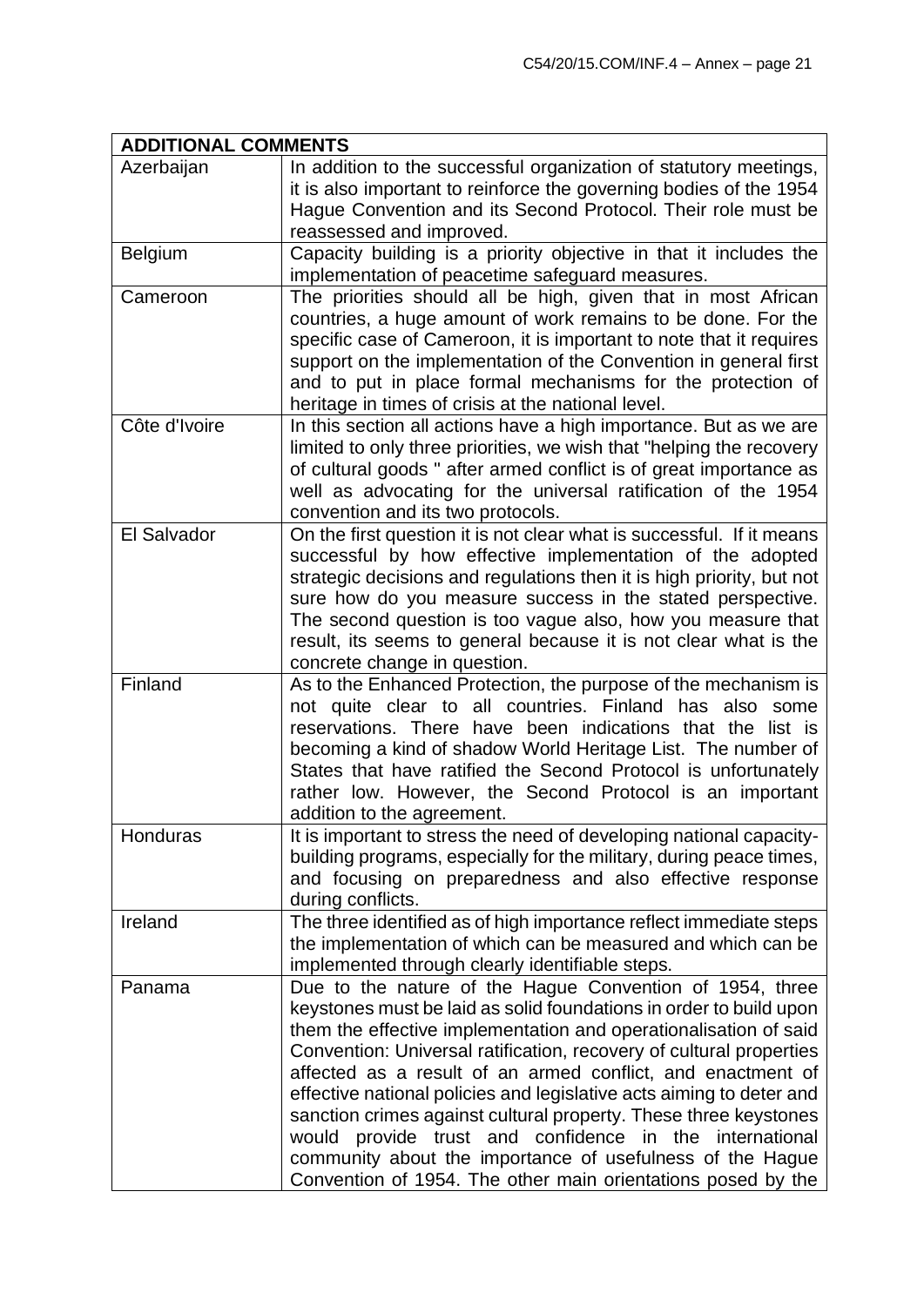| ADDITIONAL COMMENTS | |
|---|---|
| Azerbaijan | In addition to the successful organization of statutory meetings, it is also important to reinforce the governing bodies of the 1954 Hague Convention and its Second Protocol. Their role must be reassessed and improved. |
| Belgium | Capacity building is a priority objective in that it includes the implementation of peacetime safeguard measures. |
| Cameroon | The priorities should all be high, given that in most African countries, a huge amount of work remains to be done. For the specific case of Cameroon, it is important to note that it requires support on the implementation of the Convention in general first and to put in place formal mechanisms for the protection of heritage in times of crisis at the national level. |
| Côte d'Ivoire | In this section all actions have a high importance. But as we are limited to only three priorities, we wish that "helping the recovery of cultural goods " after armed conflict is of great importance as well as advocating for the universal ratification of the 1954 convention and its two protocols. |
| El Salvador | On the first question it is not clear what is successful. If it means successful by how effective implementation of the adopted strategic decisions and regulations then it is high priority, but not sure how do you measure success in the stated perspective. The second question is too vague also, how you measure that result, its seems to general because it is not clear what is the concrete change in question. |
| Finland | As to the Enhanced Protection, the purpose of the mechanism is not quite clear to all countries. Finland has also some reservations. There have been indications that the list is becoming a kind of shadow World Heritage List. The number of States that have ratified the Second Protocol is unfortunately rather low. However, the Second Protocol is an important addition to the agreement. |
| Honduras | It is important to stress the need of developing national capacity-building programs, especially for the military, during peace times, and focusing on preparedness and also effective response during conflicts. |
| Ireland | The three identified as of high importance reflect immediate steps the implementation of which can be measured and which can be implemented through clearly identifiable steps. |
| Panama | Due to the nature of the Hague Convention of 1954, three keystones must be laid as solid foundations in order to build upon them the effective implementation and operationalisation of said Convention: Universal ratification, recovery of cultural properties affected as a result of an armed conflict, and enactment of effective national policies and legislative acts aiming to deter and sanction crimes against cultural property. These three keystones would provide trust and confidence in the international community about the importance of usefulness of the Hague Convention of 1954. The other main orientations posed by the |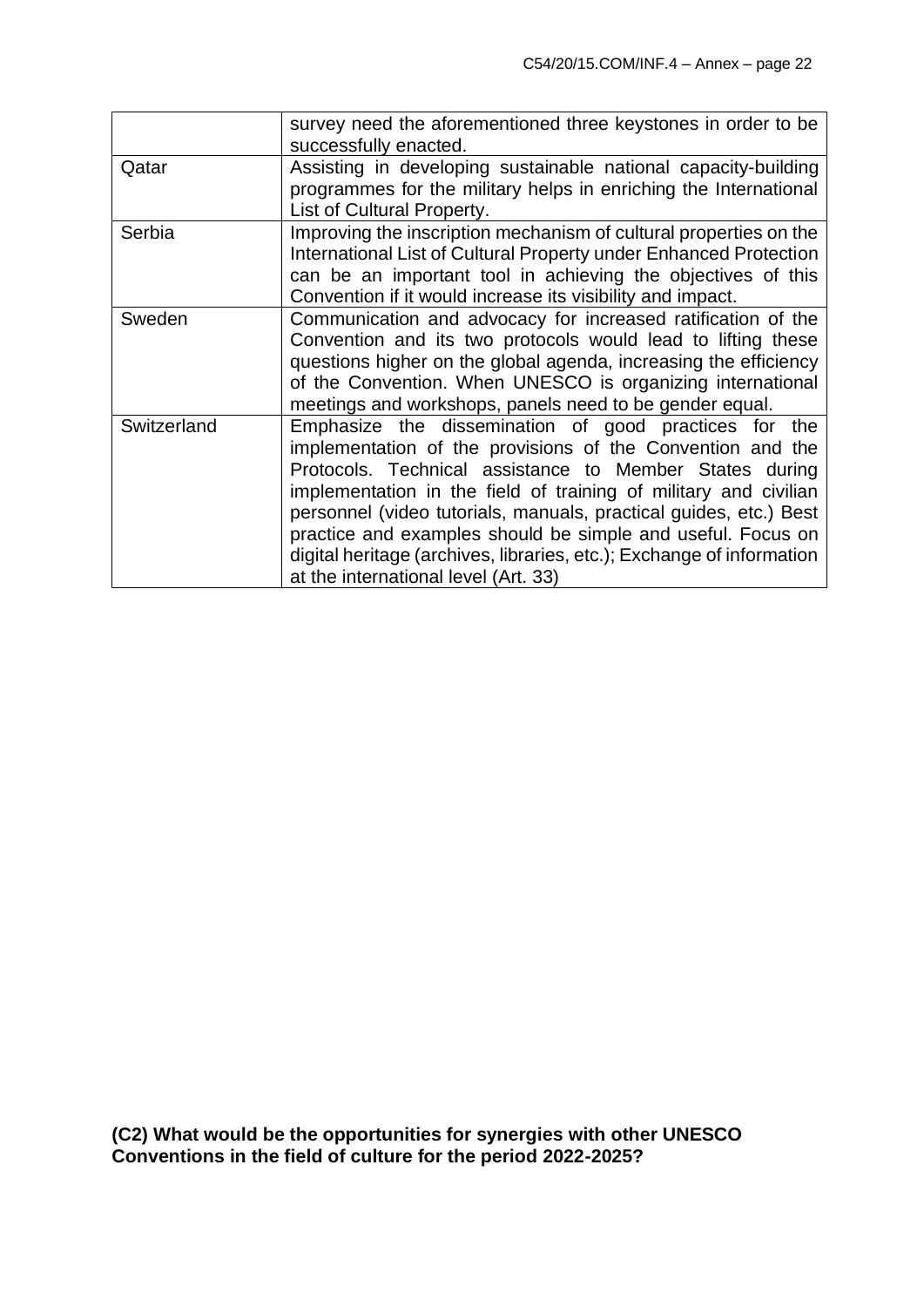| | |
|---|---|
| | survey need the aforementioned three keystones in order to be successfully enacted. |
| Qatar | Assisting in developing sustainable national capacity-building programmes for the military helps in enriching the International List of Cultural Property. |
| Serbia | Improving the inscription mechanism of cultural properties on the International List of Cultural Property under Enhanced Protection can be an important tool in achieving the objectives of this Convention if it would increase its visibility and impact. |
| Sweden | Communication and advocacy for increased ratification of the Convention and its two protocols would lead to lifting these questions higher on the global agenda, increasing the efficiency of the Convention. When UNESCO is organizing international meetings and workshops, panels need to be gender equal. |
| Switzerland | Emphasize the dissemination of good practices for the implementation of the provisions of the Convention and the Protocols. Technical assistance to Member States during implementation in the field of training of military and civilian personnel (video tutorials, manuals, practical guides, etc.) Best practice and examples should be simple and useful. Focus on digital heritage (archives, libraries, etc.); Exchange of information at the international level (Art. 33) |

**(C2) What would be the opportunities for synergies with other UNESCO Conventions in the field of culture for the period 2022-2025?**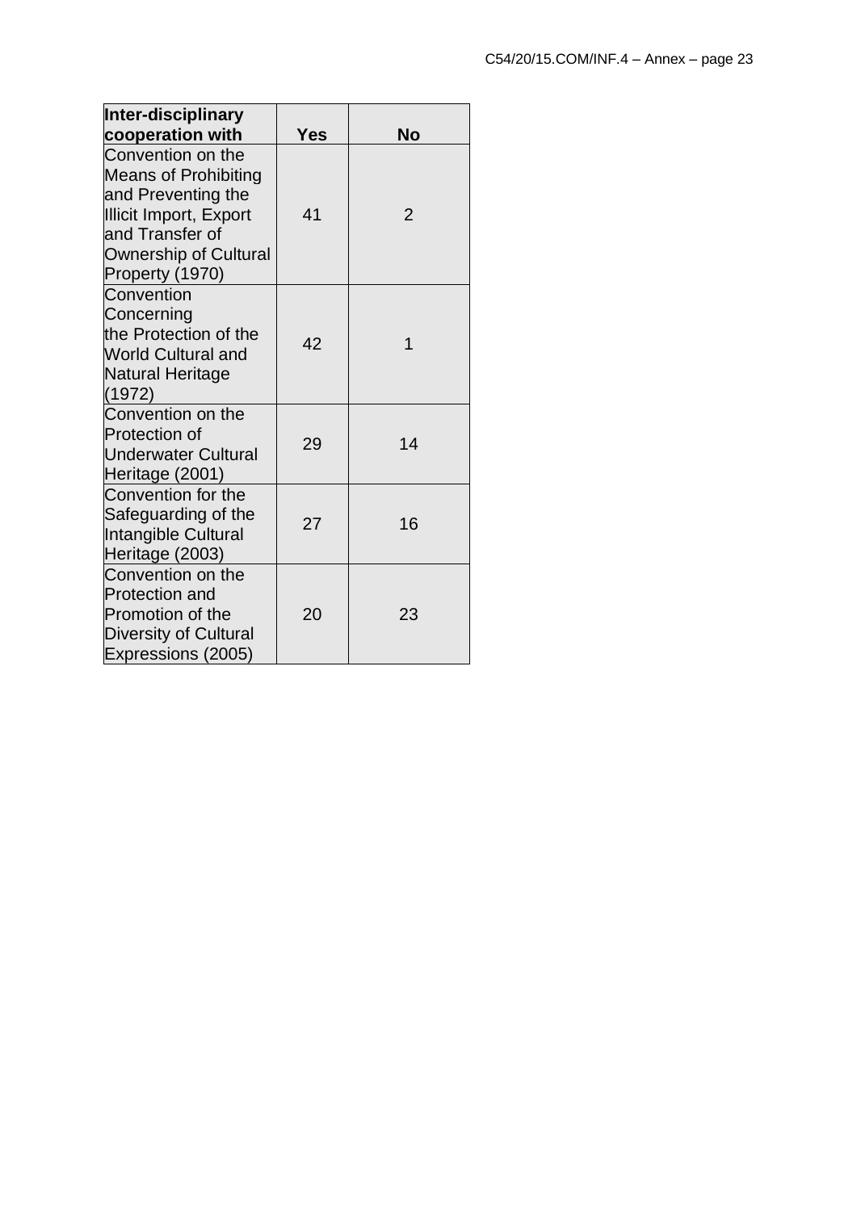| Inter-disciplinary cooperation with | Yes | No |
|---|---|---|
| Convention on the Means of Prohibiting and Preventing the Illicit Import, Export and Transfer of Ownership of Cultural Property (1970) | 41 | 2 |
| Convention Concerning the Protection of the World Cultural and Natural Heritage (1972) | 42 | 1 |
| Convention on the Protection of Underwater Cultural Heritage (2001) | 29 | 14 |
| Convention for the Safeguarding of the Intangible Cultural Heritage (2003) | 27 | 16 |
| Convention on the Protection and Promotion of the Diversity of Cultural Expressions (2005) | 20 | 23 |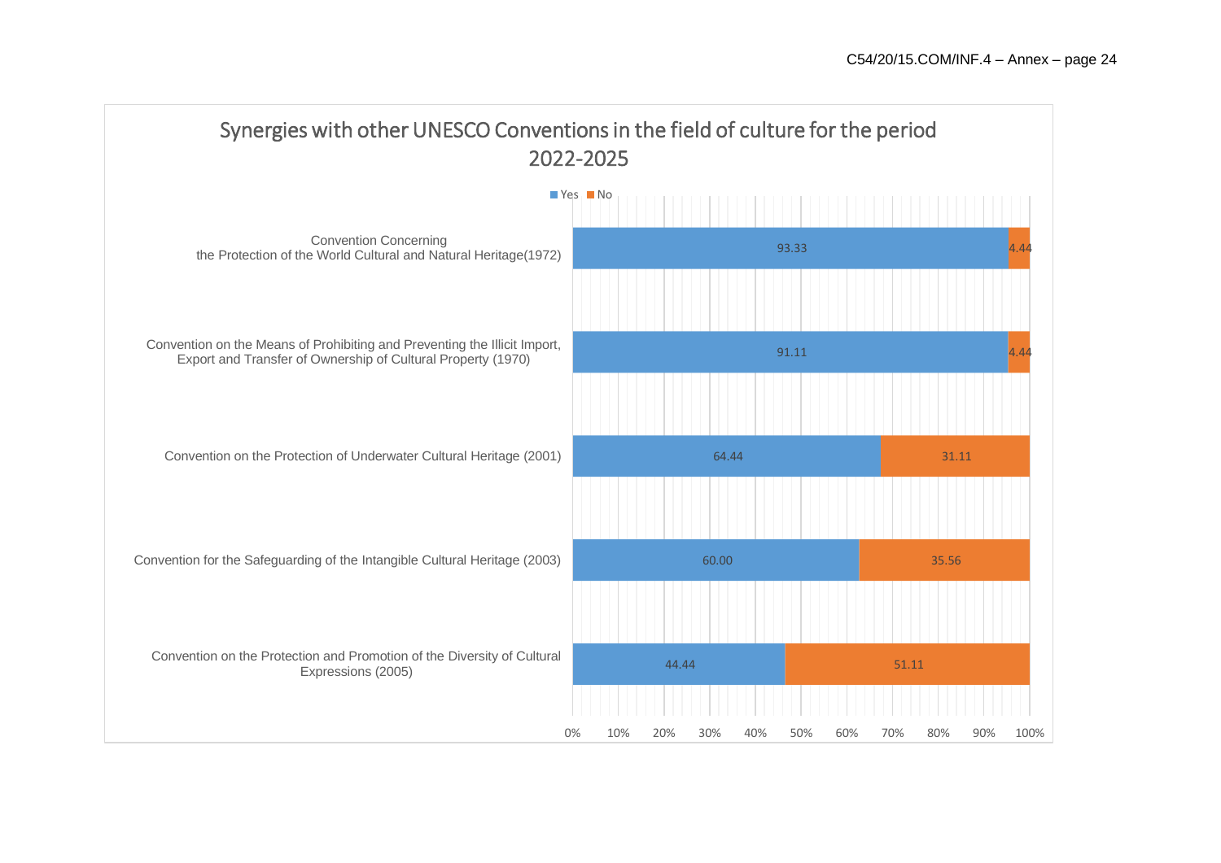## Synergies with other UNESCO Conventions in the field of culture for the period 2022-2025

| Convention | Yes | No |
|---|---|---|
| Convention Concerning the Protection of the World Cultural and Natural Heritage(1972) | 93.33 | 4.44 |
| Convention on the Means of Prohibiting and Preventing the Illicit Import, Export and Transfer of Ownership of Cultural Property (1970) | 91.11 | 4.44 |
| Convention on the Protection of Underwater Cultural Heritage (2001) | 64.44 | 31.11 |
| Convention for the Safeguarding of the Intangible Cultural Heritage (2003) | 60.00 | 35.56 |
| Convention on the Protection and Promotion of the Diversity of Cultural Expressions (2005) | 44.44 | 51.11 |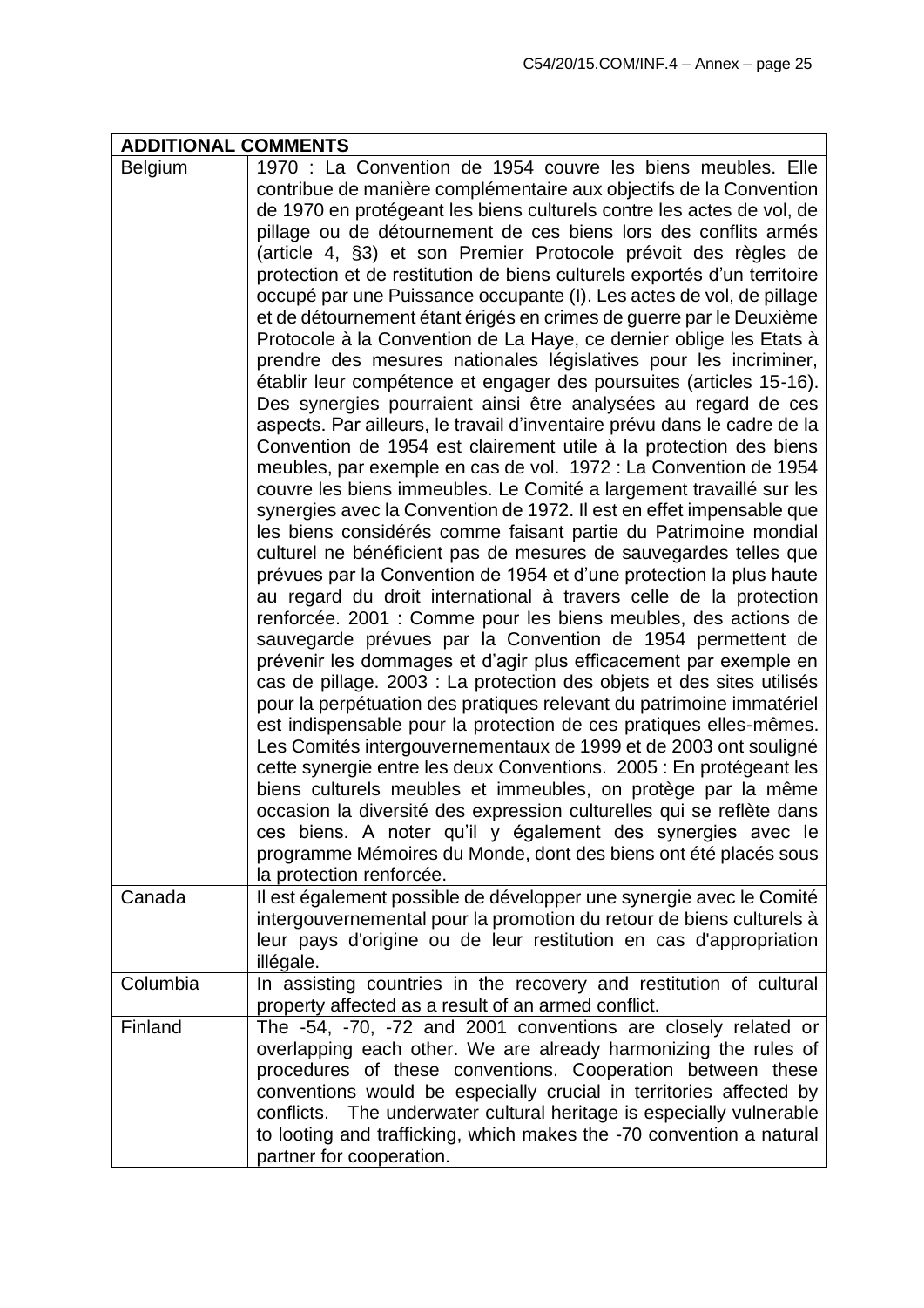| ADDITIONAL COMMENTS | |
|---|---|
| Belgium | 1970 : La Convention de 1954 couvre les biens meubles. Elle contribue de manière complémentaire aux objectifs de la Convention de 1970 en protégeant les biens culturels contre les actes de vol, de pillage ou de détournement de ces biens lors des conflits armés (article 4, §3) et son Premier Protocole prévoit des règles de protection et de restitution de biens culturels exportés d'un territoire occupé par une Puissance occupante (I). Les actes de vol, de pillage et de détournement étant érigés en crimes de guerre par le Deuxième Protocole à la Convention de La Haye, ce dernier oblige les Etats à prendre des mesures nationales législatives pour les incriminer, établir leur compétence et engager des poursuites (articles 15-16). Des synergies pourraient ainsi être analysées au regard de ces aspects. Par ailleurs, le travail d'inventaire prévu dans le cadre de la Convention de 1954 est clairement utile à la protection des biens meubles, par exemple en cas de vol. 1972 : La Convention de 1954 couvre les biens immeubles. Le Comité a largement travaillé sur les synergies avec la Convention de 1972. Il est en effet impensable que les biens considérés comme faisant partie du Patrimoine mondial culturel ne bénéficient pas de mesures de sauvegardes telles que prévues par la Convention de 1954 et d'une protection la plus haute au regard du droit international à travers celle de la protection renforcée. 2001 : Comme pour les biens meubles, des actions de sauvegarde prévues par la Convention de 1954 permettent de prévenir les dommages et d'agir plus efficacement par exemple en cas de pillage. 2003 : La protection des objets et des sites utilisés pour la perpétuation des pratiques relevant du patrimoine immatériel est indispensable pour la protection de ces pratiques elles-mêmes. Les Comités intergouvernementaux de 1999 et de 2003 ont souligné cette synergie entre les deux Conventions. 2005 : En protégeant les biens culturels meubles et immeubles, on protège par la même occasion la diversité des expression culturelles qui se reflète dans ces biens. A noter qu'il y également des synergies avec le programme Mémoires du Monde, dont des biens ont été placés sous la protection renforcée. |
| Canada | Il est également possible de développer une synergie avec le Comité intergouvernemental pour la promotion du retour de biens culturels à leur pays d'origine ou de leur restitution en cas d'appropriation illégale. |
| Columbia | In assisting countries in the recovery and restitution of cultural property affected as a result of an armed conflict. |
| Finland | The -54, -70, -72 and 2001 conventions are closely related or overlapping each other. We are already harmonizing the rules of procedures of these conventions. Cooperation between these conventions would be especially crucial in territories affected by conflicts. The underwater cultural heritage is especially vulnerable to looting and trafficking, which makes the -70 convention a natural partner for cooperation. |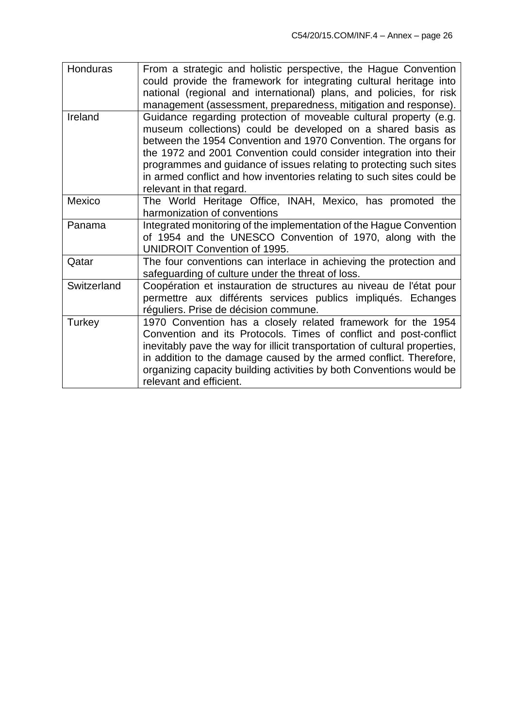| | |
|---|---|
| Honduras | From a strategic and holistic perspective, the Hague Convention could provide the framework for integrating cultural heritage into national (regional and international) plans, and policies, for risk management (assessment, preparedness, mitigation and response). |
| Ireland | Guidance regarding protection of moveable cultural property (e.g. museum collections) could be developed on a shared basis as between the 1954 Convention and 1970 Convention. The organs for the 1972 and 2001 Convention could consider integration into their programmes and guidance of issues relating to protecting such sites in armed conflict and how inventories relating to such sites could be relevant in that regard. |
| Mexico | The World Heritage Office, INAH, Mexico, has promoted the harmonization of conventions |
| Panama | Integrated monitoring of the implementation of the Hague Convention of 1954 and the UNESCO Convention of 1970, along with the UNIDROIT Convention of 1995. |
| Qatar | The four conventions can interlace in achieving the protection and safeguarding of culture under the threat of loss. |
| Switzerland | Coopération et instauration de structures au niveau de l'état pour permettre aux différents services publics impliqués. Echanges réguliers. Prise de décision commune. |
| Turkey | 1970 Convention has a closely related framework for the 1954 Convention and its Protocols. Times of conflict and post-conflict inevitably pave the way for illicit transportation of cultural properties, in addition to the damage caused by the armed conflict. Therefore, organizing capacity building activities by both Conventions would be relevant and efficient. |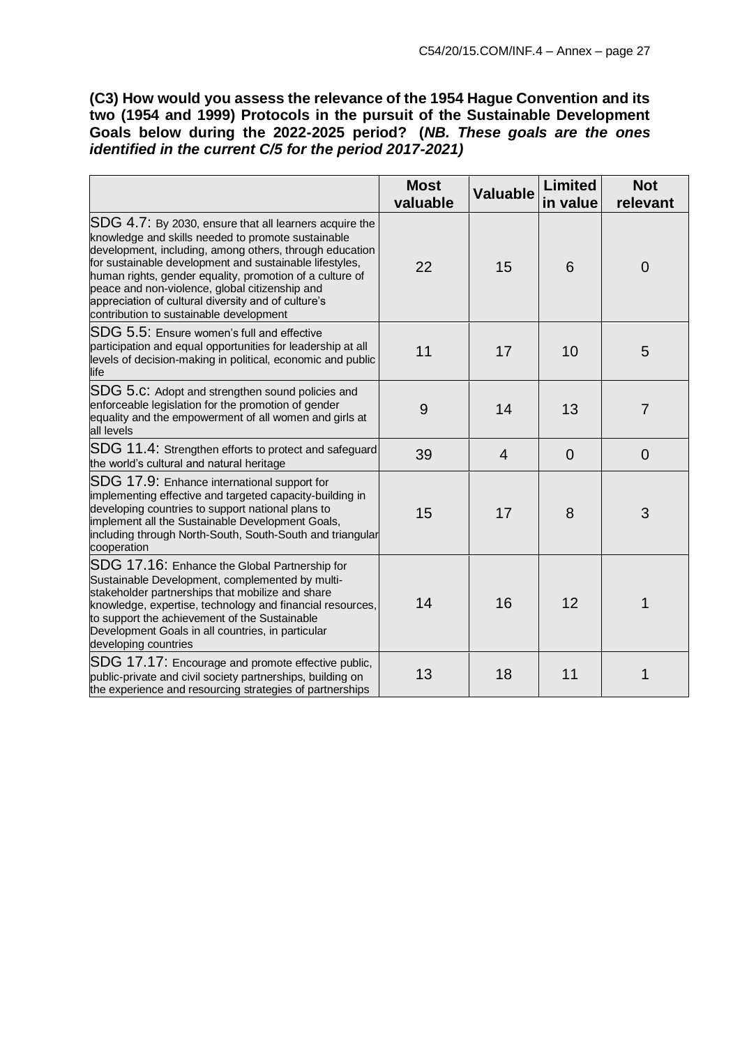**(C3) How would you assess the relevance of the 1954 Hague Convention and its two (1954 and 1999) Protocols in the pursuit of the Sustainable Development Goals below during the 2022-2025 period? (*NB. These goals are the ones identified in the current C/5 for the period 2017-2021)***

| | Most valuable | Valuable | Limited in value | Not relevant |
|---|---|---|---|---|
| SDG 4.7: By 2030, ensure that all learners acquire the knowledge and skills needed to promote sustainable development, including, among others, through education for sustainable development and sustainable lifestyles, human rights, gender equality, promotion of a culture of peace and non-violence, global citizenship and appreciation of cultural diversity and of culture's contribution to sustainable development | 22 | 15 | 6 | 0 |
| SDG 5.5: Ensure women's full and effective participation and equal opportunities for leadership at all levels of decision-making in political, economic and public life | 11 | 17 | 10 | 5 |
| SDG 5.c: Adopt and strengthen sound policies and enforceable legislation for the promotion of gender equality and the empowerment of all women and girls at all levels | 9 | 14 | 13 | 7 |
| SDG 11.4: Strengthen efforts to protect and safeguard the world's cultural and natural heritage | 39 | 4 | 0 | 0 |
| SDG 17.9: Enhance international support for implementing effective and targeted capacity-building in developing countries to support national plans to implement all the Sustainable Development Goals, including through North-South, South-South and triangular cooperation | 15 | 17 | 8 | 3 |
| SDG 17.16: Enhance the Global Partnership for Sustainable Development, complemented by multi-stakeholder partnerships that mobilize and share knowledge, expertise, technology and financial resources, to support the achievement of the Sustainable Development Goals in all countries, in particular developing countries | 14 | 16 | 12 | 1 |
| SDG 17.17: Encourage and promote effective public, public-private and civil society partnerships, building on the experience and resourcing strategies of partnerships | 13 | 18 | 11 | 1 |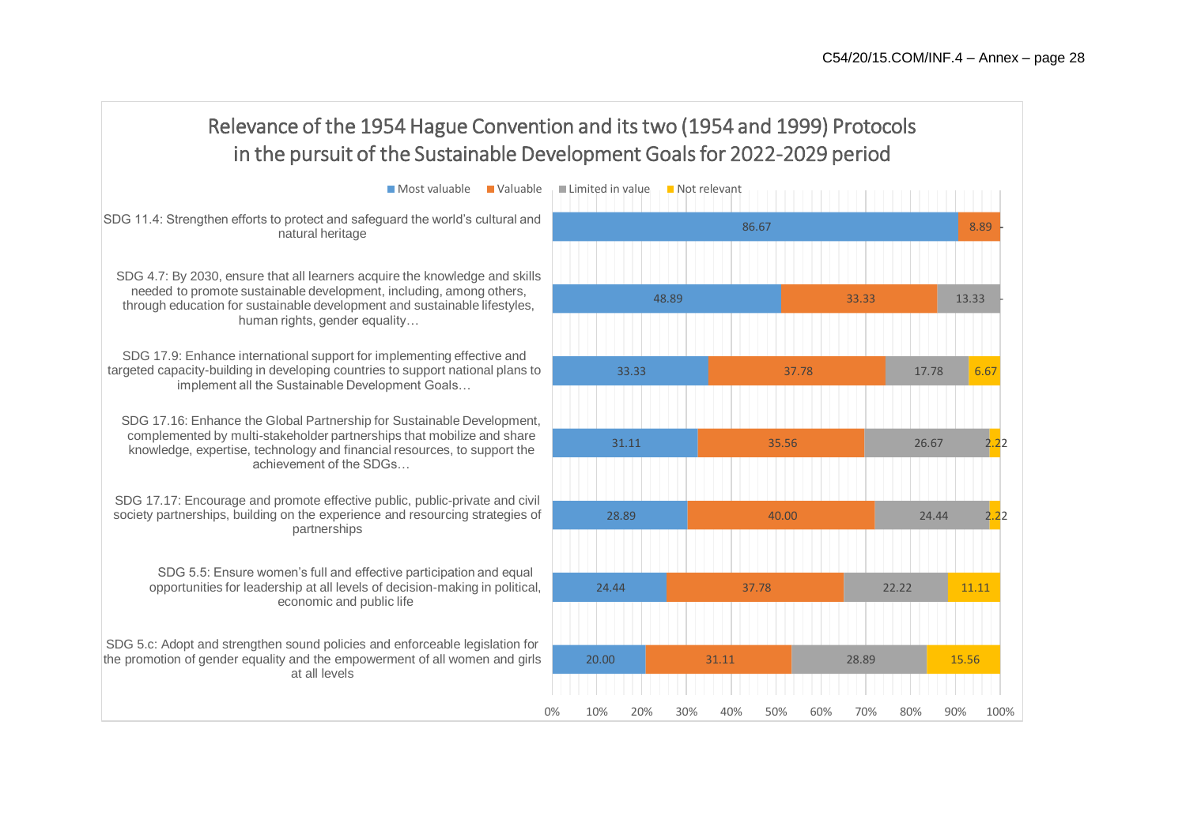## Relevance of the 1954 Hague Convention and its two (1954 and 1999) Protocols in the pursuit of the Sustainable Development Goals for 2022-2029 period

| SDG | Most valuable | Valuable | Limited in value | Not relevant |
|---|---|---|---|---|
| SDG 11.4: Strengthen efforts to protect and safeguard the world's cultural and natural heritage | 86.67 | 8.89 | - | |
| SDG 4.7: By 2030, ensure that all learners acquire the knowledge and skills needed to promote sustainable development, including, among others, through education for sustainable development and sustainable lifestyles, human rights, gender equality… | 48.89 | 33.33 | 13.33 | - |
| SDG 17.9: Enhance international support for implementing effective and targeted capacity-building in developing countries to support national plans to implement all the Sustainable Development Goals… | 33.33 | 37.78 | 17.78 | 6.67 |
| SDG 17.16: Enhance the Global Partnership for Sustainable Development, complemented by multi-stakeholder partnerships that mobilize and share knowledge, expertise, technology and financial resources, to support the achievement of the SDGs… | 31.11 | 35.56 | 26.67 | 2.22 |
| SDG 17.17: Encourage and promote effective public, public-private and civil society partnerships, building on the experience and resourcing strategies of partnerships | 28.89 | 40.00 | 24.44 | 2.22 |
| SDG 5.5: Ensure women's full and effective participation and equal opportunities for leadership at all levels of decision-making in political, economic and public life | 24.44 | 37.78 | 22.22 | 11.11 |
| SDG 5.c: Adopt and strengthen sound policies and enforceable legislation for the promotion of gender equality and the empowerment of all women and girls at all levels | 20.00 | 31.11 | 28.89 | 15.56 |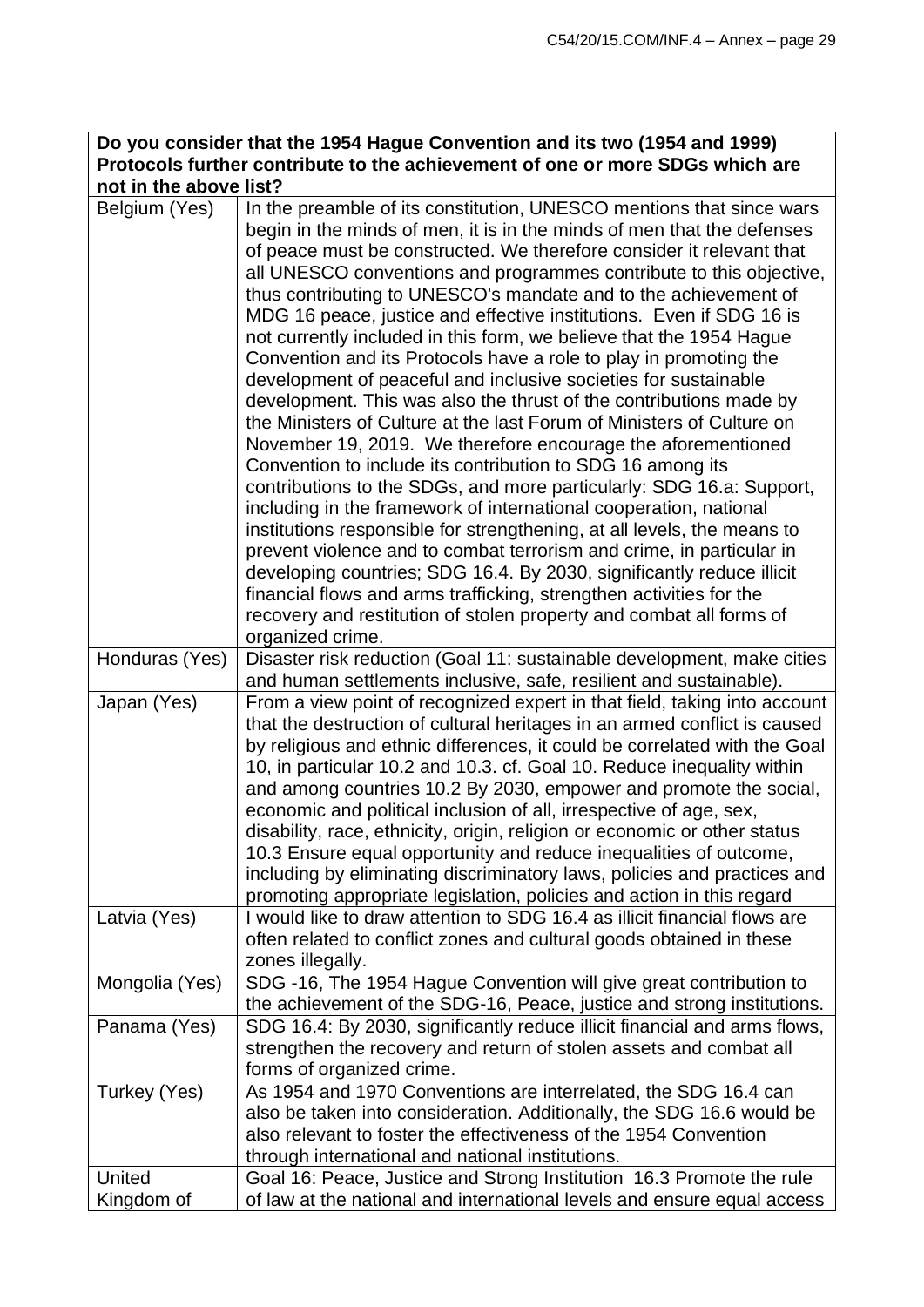| Do you consider that the 1954 Hague Convention and its two (1954 and 1999) Protocols further contribute to the achievement of one or more SDGs which are not in the above list? | |
|---|---|
| Belgium (Yes) | In the preamble of its constitution, UNESCO mentions that since wars begin in the minds of men, it is in the minds of men that the defenses of peace must be constructed. We therefore consider it relevant that all UNESCO conventions and programmes contribute to this objective, thus contributing to UNESCO's mandate and to the achievement of MDG 16 peace, justice and effective institutions. Even if SDG 16 is not currently included in this form, we believe that the 1954 Hague Convention and its Protocols have a role to play in promoting the development of peaceful and inclusive societies for sustainable development. This was also the thrust of the contributions made by the Ministers of Culture at the last Forum of Ministers of Culture on November 19, 2019. We therefore encourage the aforementioned Convention to include its contribution to SDG 16 among its contributions to the SDGs, and more particularly: SDG 16.a: Support, including in the framework of international cooperation, national institutions responsible for strengthening, at all levels, the means to prevent violence and to combat terrorism and crime, in particular in developing countries; SDG 16.4. By 2030, significantly reduce illicit financial flows and arms trafficking, strengthen activities for the recovery and restitution of stolen property and combat all forms of organized crime. |
| Honduras (Yes) | Disaster risk reduction (Goal 11: sustainable development, make cities and human settlements inclusive, safe, resilient and sustainable). |
| Japan (Yes) | From a view point of recognized expert in that field, taking into account that the destruction of cultural heritages in an armed conflict is caused by religious and ethnic differences, it could be correlated with the Goal 10, in particular 10.2 and 10.3. cf. Goal 10. Reduce inequality within and among countries 10.2 By 2030, empower and promote the social, economic and political inclusion of all, irrespective of age, sex, disability, race, ethnicity, origin, religion or economic or other status 10.3 Ensure equal opportunity and reduce inequalities of outcome, including by eliminating discriminatory laws, policies and practices and promoting appropriate legislation, policies and action in this regard |
| Latvia (Yes) | I would like to draw attention to SDG 16.4 as illicit financial flows are often related to conflict zones and cultural goods obtained in these zones illegally. |
| Mongolia (Yes) | SDG -16, The 1954 Hague Convention will give great contribution to the achievement of the SDG-16, Peace, justice and strong institutions. |
| Panama (Yes) | SDG 16.4: By 2030, significantly reduce illicit financial and arms flows, strengthen the recovery and return of stolen assets and combat all forms of organized crime. |
| Turkey (Yes) | As 1954 and 1970 Conventions are interrelated, the SDG 16.4 can also be taken into consideration. Additionally, the SDG 16.6 would be also relevant to foster the effectiveness of the 1954 Convention through international and national institutions. |
| United Kingdom of | Goal 16: Peace, Justice and Strong Institution 16.3 Promote the rule of law at the national and international levels and ensure equal access |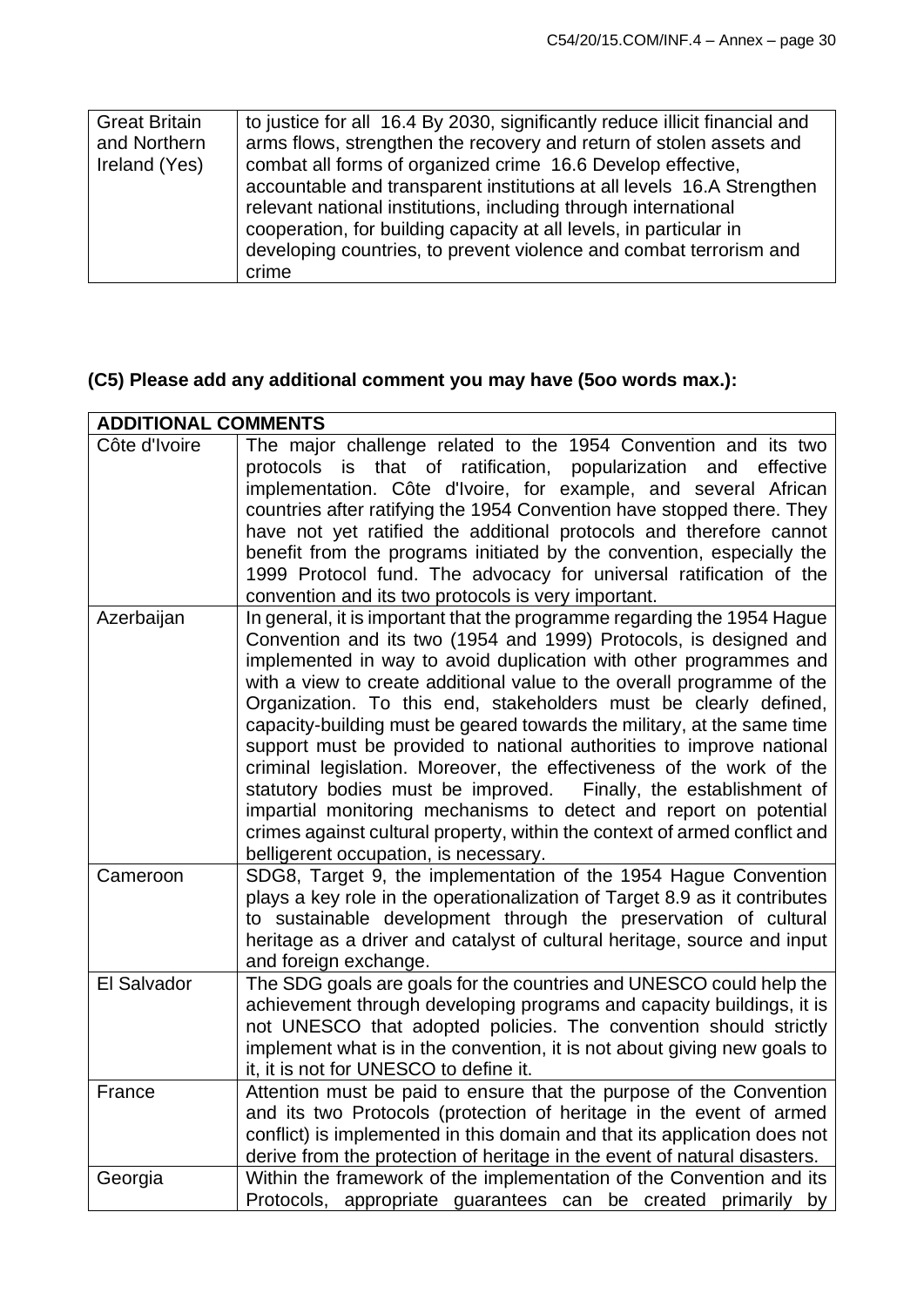| Great Britain and Northern Ireland (Yes) | to justice for all 16.4 By 2030, significantly reduce illicit financial and arms flows, strengthen the recovery and return of stolen assets and combat all forms of organized crime 16.6 Develop effective, accountable and transparent institutions at all levels 16.A Strengthen relevant national institutions, including through international cooperation, for building capacity at all levels, in particular in developing countries, to prevent violence and combat terrorism and crime |
|---|---|

**(C5) Please add any additional comment you may have (5oo words max.):**

| ADDITIONAL COMMENTS | |
|---|---|
| Côte d'Ivoire | The major challenge related to the 1954 Convention and its two protocols is that of ratification, popularization and effective implementation. Côte d'Ivoire, for example, and several African countries after ratifying the 1954 Convention have stopped there. They have not yet ratified the additional protocols and therefore cannot benefit from the programs initiated by the convention, especially the 1999 Protocol fund. The advocacy for universal ratification of the convention and its two protocols is very important. |
| Azerbaijan | In general, it is important that the programme regarding the 1954 Hague Convention and its two (1954 and 1999) Protocols, is designed and implemented in way to avoid duplication with other programmes and with a view to create additional value to the overall programme of the Organization. To this end, stakeholders must be clearly defined, capacity-building must be geared towards the military, at the same time support must be provided to national authorities to improve national criminal legislation. Moreover, the effectiveness of the work of the statutory bodies must be improved. Finally, the establishment of impartial monitoring mechanisms to detect and report on potential crimes against cultural property, within the context of armed conflict and belligerent occupation, is necessary. |
| Cameroon | SDG8, Target 9, the implementation of the 1954 Hague Convention plays a key role in the operationalization of Target 8.9 as it contributes to sustainable development through the preservation of cultural heritage as a driver and catalyst of cultural heritage, source and input and foreign exchange. |
| El Salvador | The SDG goals are goals for the countries and UNESCO could help the achievement through developing programs and capacity buildings, it is not UNESCO that adopted policies. The convention should strictly implement what is in the convention, it is not about giving new goals to it, it is not for UNESCO to define it. |
| France | Attention must be paid to ensure that the purpose of the Convention and its two Protocols (protection of heritage in the event of armed conflict) is implemented in this domain and that its application does not derive from the protection of heritage in the event of natural disasters. |
| Georgia | Within the framework of the implementation of the Convention and its Protocols, appropriate guarantees can be created primarily by |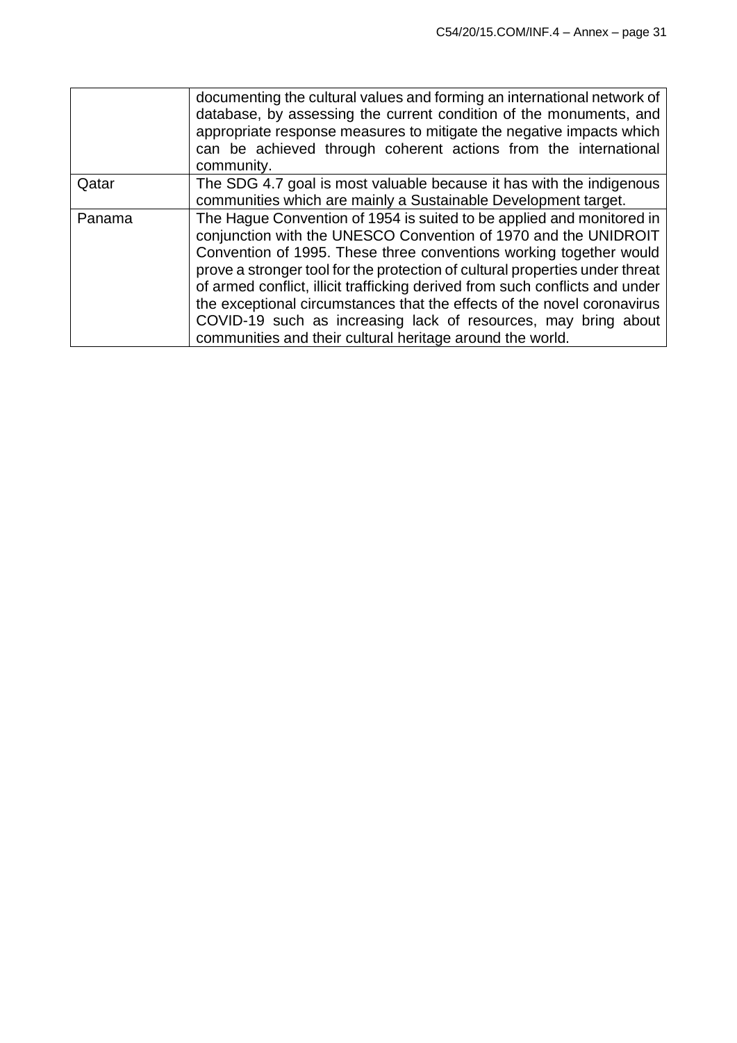| | |
|---|---|
| | documenting the cultural values and forming an international network of database, by assessing the current condition of the monuments, and appropriate response measures to mitigate the negative impacts which can be achieved through coherent actions from the international community. |
| Qatar | The SDG 4.7 goal is most valuable because it has with the indigenous communities which are mainly a Sustainable Development target. |
| Panama | The Hague Convention of 1954 is suited to be applied and monitored in conjunction with the UNESCO Convention of 1970 and the UNIDROIT Convention of 1995. These three conventions working together would prove a stronger tool for the protection of cultural properties under threat of armed conflict, illicit trafficking derived from such conflicts and under the exceptional circumstances that the effects of the novel coronavirus COVID-19 such as increasing lack of resources, may bring about communities and their cultural heritage around the world. |